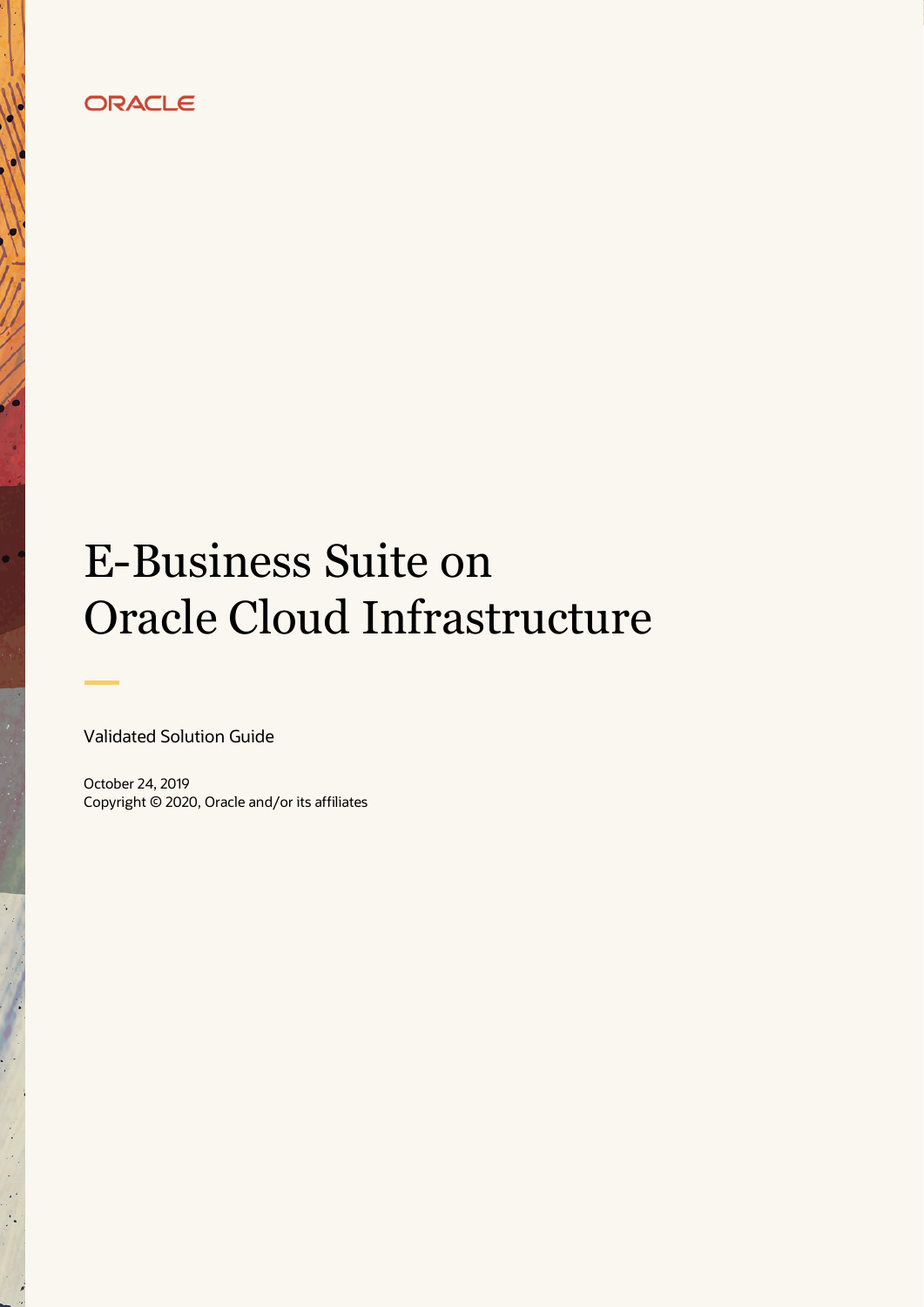ORACLE

# E-Business Suite on Oracle Cloud Infrastructure

Validated Solution Guide

October 24, 2019
Copyright © 2020, Oracle and/or its affiliates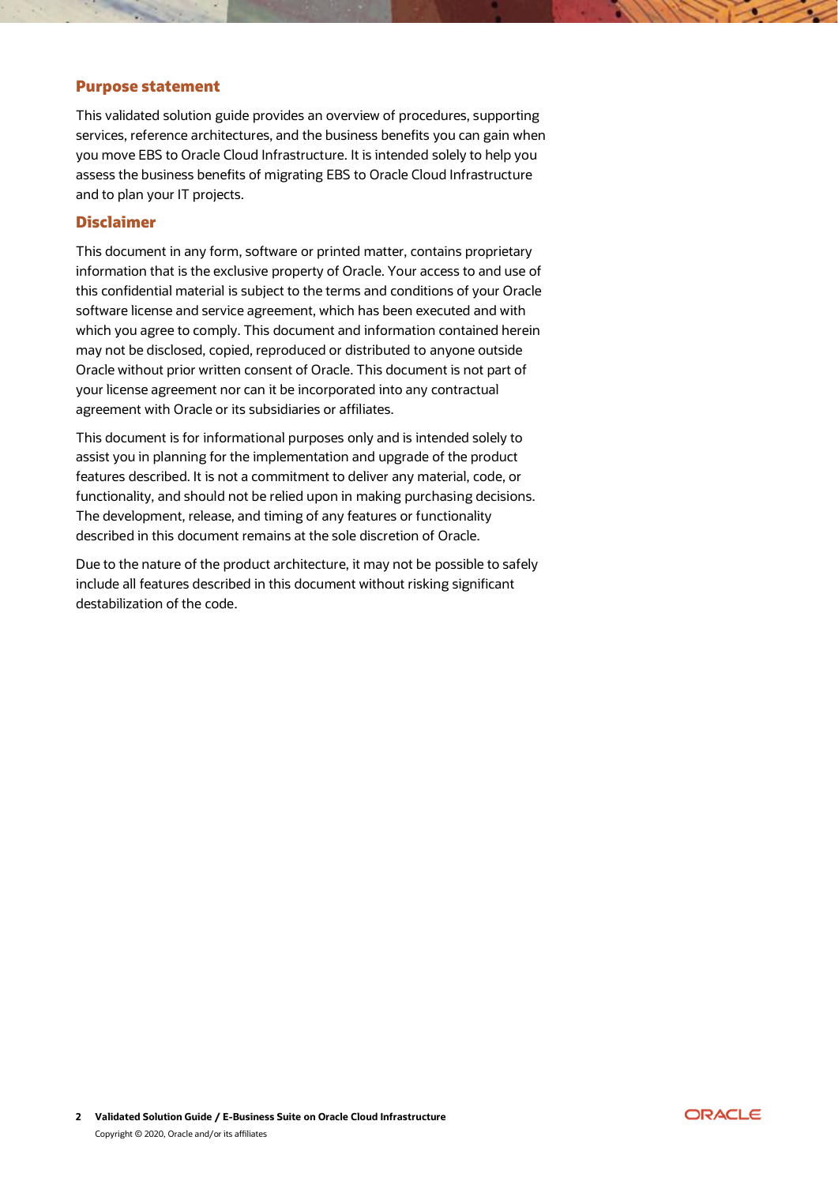## Purpose statement

This validated solution guide provides an overview of procedures, supporting services, reference architectures, and the business benefits you can gain when you move EBS to Oracle Cloud Infrastructure. It is intended solely to help you assess the business benefits of migrating EBS to Oracle Cloud Infrastructure and to plan your IT projects.

## Disclaimer

This document in any form, software or printed matter, contains proprietary information that is the exclusive property of Oracle. Your access to and use of this confidential material is subject to the terms and conditions of your Oracle software license and service agreement, which has been executed and with which you agree to comply. This document and information contained herein may not be disclosed, copied, reproduced or distributed to anyone outside Oracle without prior written consent of Oracle. This document is not part of your license agreement nor can it be incorporated into any contractual agreement with Oracle or its subsidiaries or affiliates.

This document is for informational purposes only and is intended solely to assist you in planning for the implementation and upgrade of the product features described. It is not a commitment to deliver any material, code, or functionality, and should not be relied upon in making purchasing decisions. The development, release, and timing of any features or functionality described in this document remains at the sole discretion of Oracle.

Due to the nature of the product architecture, it may not be possible to safely include all features described in this document without risking significant destabilization of the code.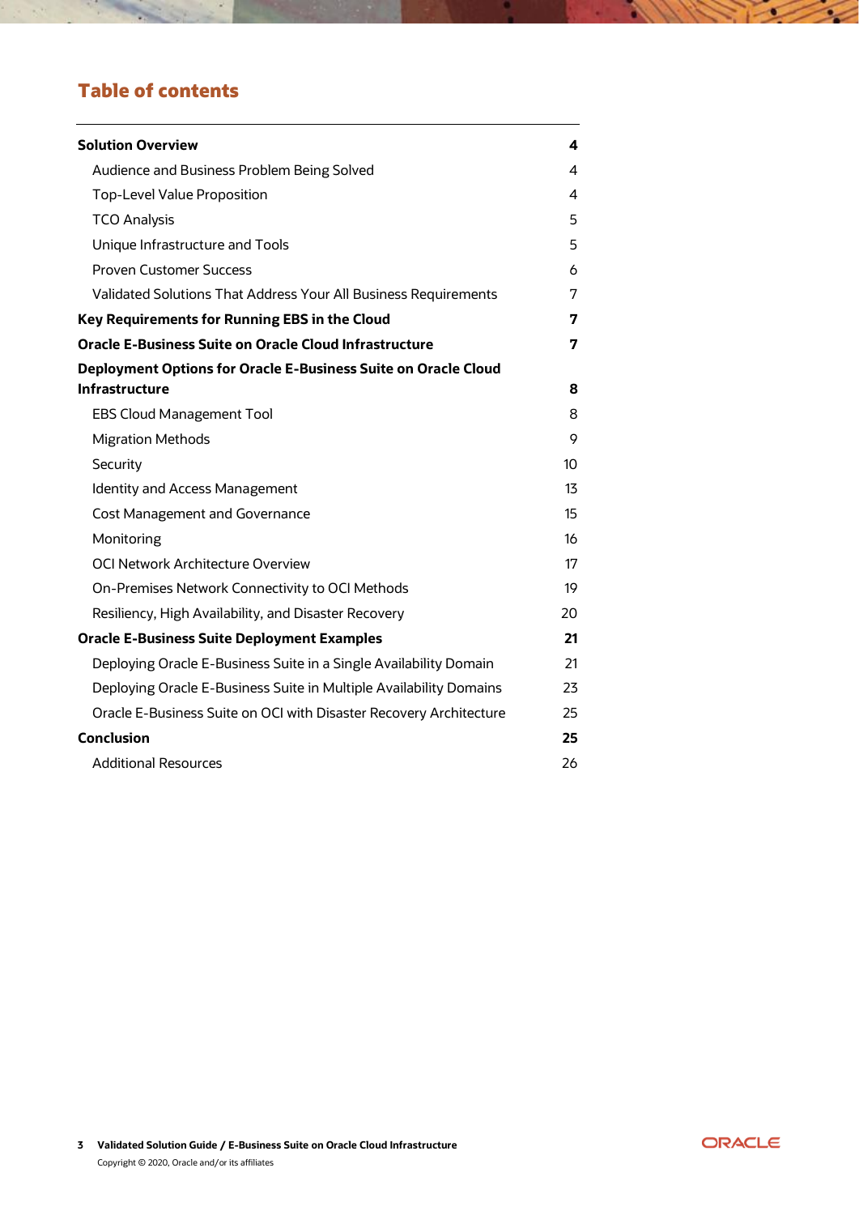## Table of contents

| | |
|---|---|
| **Solution Overview** | **4** |
| Audience and Business Problem Being Solved | 4 |
| Top-Level Value Proposition | 4 |
| TCO Analysis | 5 |
| Unique Infrastructure and Tools | 5 |
| Proven Customer Success | 6 |
| Validated Solutions That Address Your All Business Requirements | 7 |
| **Key Requirements for Running EBS in the Cloud** | **7** |
| **Oracle E-Business Suite on Oracle Cloud Infrastructure** | **7** |
| **Deployment Options for Oracle E-Business Suite on Oracle Cloud Infrastructure** | **8** |
| EBS Cloud Management Tool | 8 |
| Migration Methods | 9 |
| Security | 10 |
| Identity and Access Management | 13 |
| Cost Management and Governance | 15 |
| Monitoring | 16 |
| OCI Network Architecture Overview | 17 |
| On-Premises Network Connectivity to OCI Methods | 19 |
| Resiliency, High Availability, and Disaster Recovery | 20 |
| **Oracle E-Business Suite Deployment Examples** | **21** |
| Deploying Oracle E-Business Suite in a Single Availability Domain | 21 |
| Deploying Oracle E-Business Suite in Multiple Availability Domains | 23 |
| Oracle E-Business Suite on OCI with Disaster Recovery Architecture | 25 |
| **Conclusion** | **25** |
| Additional Resources | 26 |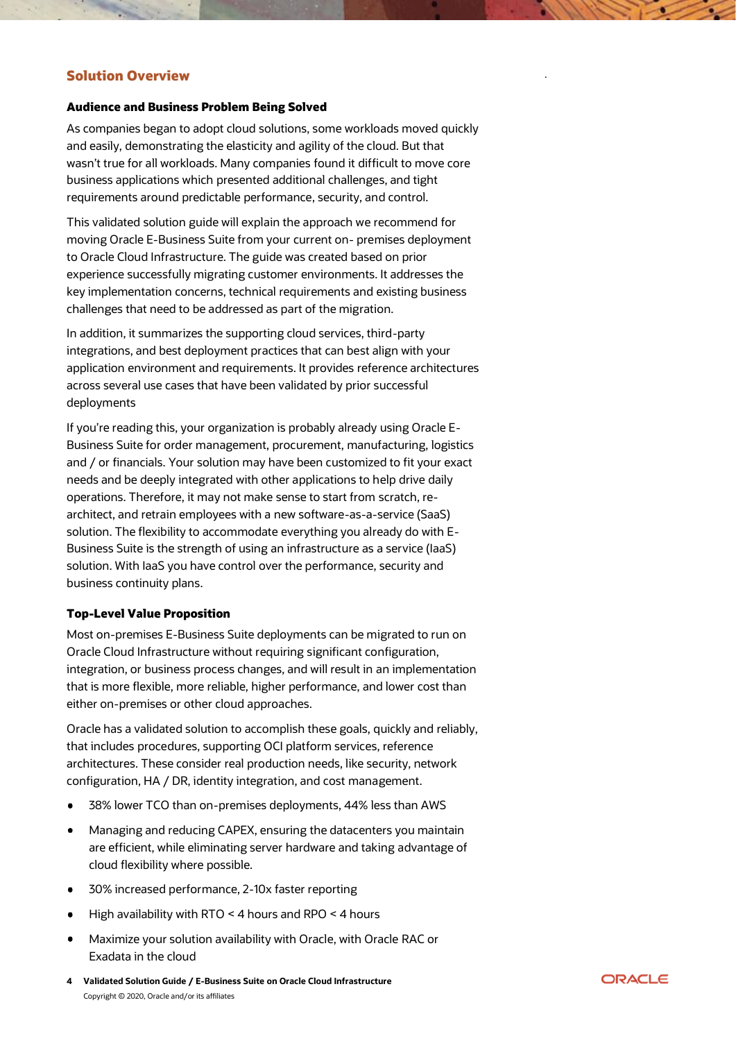## Solution Overview

### Audience and Business Problem Being Solved

As companies began to adopt cloud solutions, some workloads moved quickly and easily, demonstrating the elasticity and agility of the cloud. But that wasn't true for all workloads. Many companies found it difficult to move core business applications which presented additional challenges, and tight requirements around predictable performance, security, and control.

This validated solution guide will explain the approach we recommend for moving Oracle E-Business Suite from your current on- premises deployment to Oracle Cloud Infrastructure. The guide was created based on prior experience successfully migrating customer environments. It addresses the key implementation concerns, technical requirements and existing business challenges that need to be addressed as part of the migration.

In addition, it summarizes the supporting cloud services, third-party integrations, and best deployment practices that can best align with your application environment and requirements. It provides reference architectures across several use cases that have been validated by prior successful deployments

If you're reading this, your organization is probably already using Oracle E-Business Suite for order management, procurement, manufacturing, logistics and / or financials. Your solution may have been customized to fit your exact needs and be deeply integrated with other applications to help drive daily operations. Therefore, it may not make sense to start from scratch, re-architect, and retrain employees with a new software-as-a-service (SaaS) solution. The flexibility to accommodate everything you already do with E-Business Suite is the strength of using an infrastructure as a service (IaaS) solution. With IaaS you have control over the performance, security and business continuity plans.

### Top-Level Value Proposition

Most on-premises E-Business Suite deployments can be migrated to run on Oracle Cloud Infrastructure without requiring significant configuration, integration, or business process changes, and will result in an implementation that is more flexible, more reliable, higher performance, and lower cost than either on-premises or other cloud approaches.

Oracle has a validated solution to accomplish these goals, quickly and reliably, that includes procedures, supporting OCI platform services, reference architectures. These consider real production needs, like security, network configuration, HA / DR, identity integration, and cost management.

- 38% lower TCO than on-premises deployments, 44% less than AWS
- Managing and reducing CAPEX, ensuring the datacenters you maintain are efficient, while eliminating server hardware and taking advantage of cloud flexibility where possible.
- 30% increased performance, 2-10x faster reporting
- High availability with RTO < 4 hours and RPO < 4 hours
- Maximize your solution availability with Oracle, with Oracle RAC or Exadata in the cloud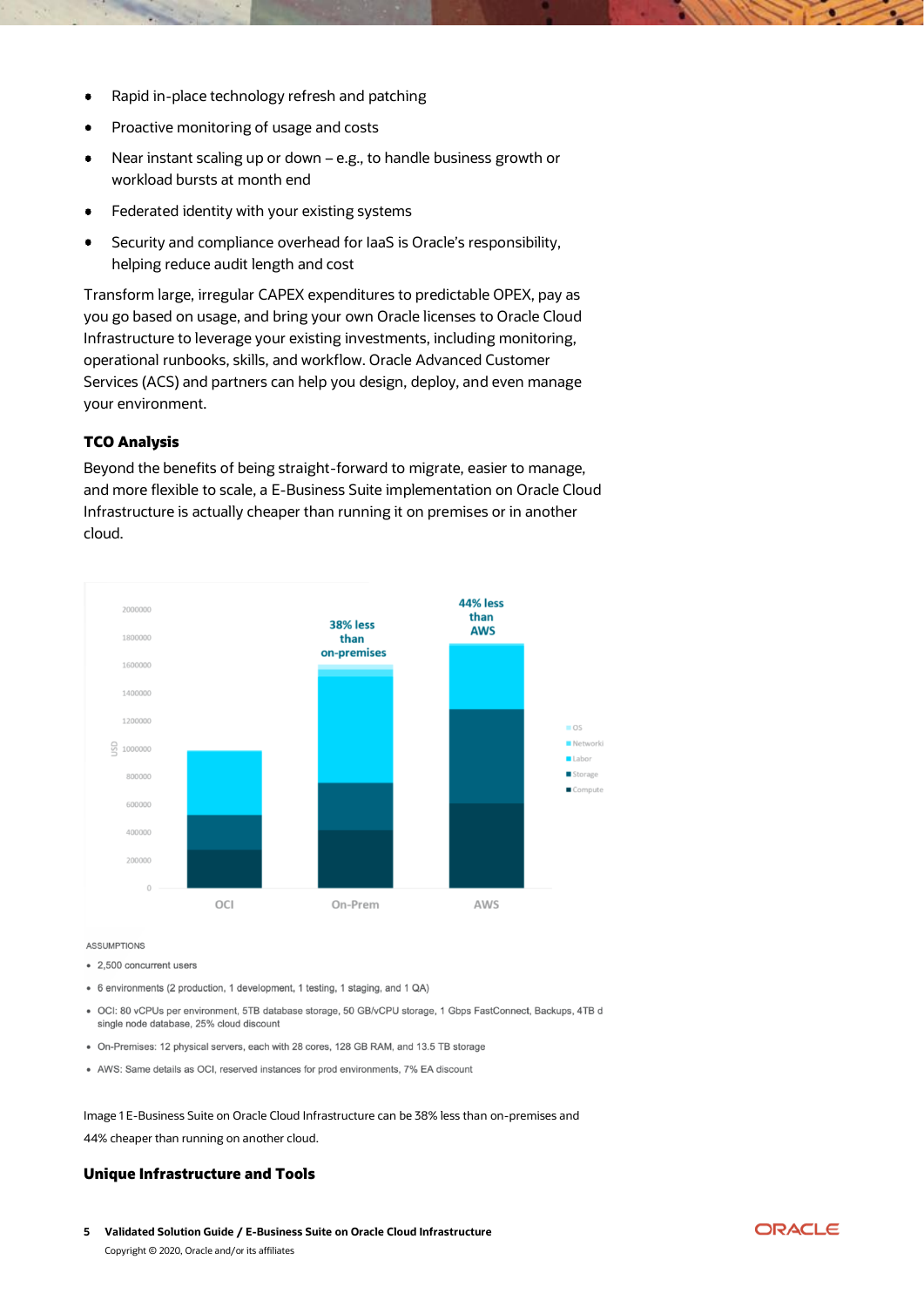- Rapid in-place technology refresh and patching
- Proactive monitoring of usage and costs
- Near instant scaling up or down – e.g., to handle business growth or workload bursts at month end
- Federated identity with your existing systems
- Security and compliance overhead for IaaS is Oracle's responsibility, helping reduce audit length and cost

Transform large, irregular CAPEX expenditures to predictable OPEX, pay as you go based on usage, and bring your own Oracle licenses to Oracle Cloud Infrastructure to leverage your existing investments, including monitoring, operational runbooks, skills, and workflow. Oracle Advanced Customer Services (ACS) and partners can help you design, deploy, and even manage your environment.

### TCO Analysis

Beyond the benefits of being straight-forward to migrate, easier to manage, and more flexible to scale, a E-Business Suite implementation on Oracle Cloud Infrastructure is actually cheaper than running it on premises or in another cloud.

38% less than on-premises

44% less than AWS

ASSUMPTIONS

- 2,500 concurrent users
- 6 environments (2 production, 1 development, 1 testing, 1 staging, and 1 QA)
- OCI: 80 vCPUs per environment, 5TB database storage, 50 GB/vCPU storage, 1 Gbps FastConnect, Backups, 4TB d single node database, 25% cloud discount
- On-Premises: 12 physical servers, each with 28 cores, 128 GB RAM, and 13.5 TB storage
- AWS: Same details as OCI, reserved instances for prod environments, 7% EA discount

Image 1 E-Business Suite on Oracle Cloud Infrastructure can be 38% less than on-premises and 44% cheaper than running on another cloud.

### Unique Infrastructure and Tools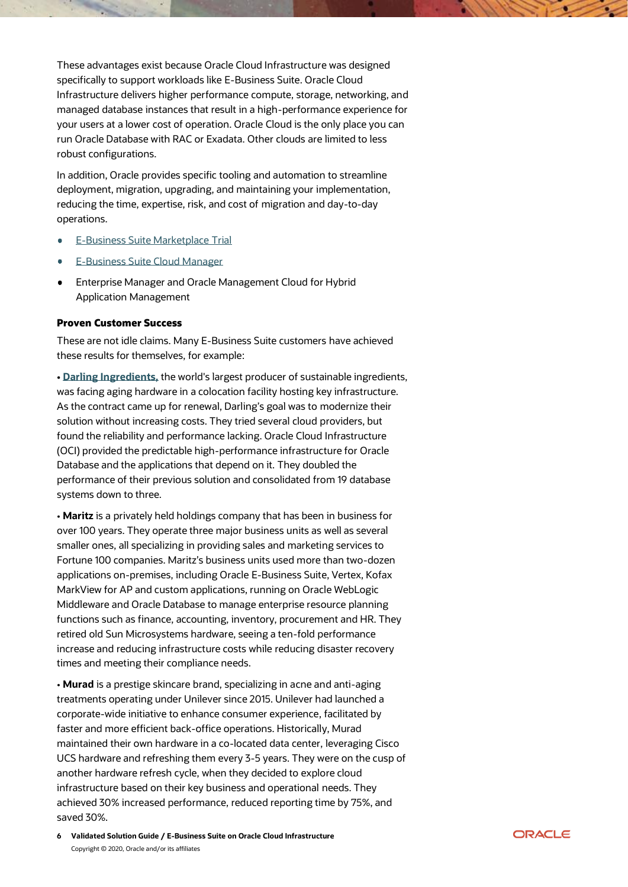These advantages exist because Oracle Cloud Infrastructure was designed specifically to support workloads like E-Business Suite. Oracle Cloud Infrastructure delivers higher performance compute, storage, networking, and managed database instances that result in a high-performance experience for your users at a lower cost of operation. Oracle Cloud is the only place you can run Oracle Database with RAC or Exadata. Other clouds are limited to less robust configurations.

In addition, Oracle provides specific tooling and automation to streamline deployment, migration, upgrading, and maintaining your implementation, reducing the time, expertise, risk, and cost of migration and day-to-day operations.

- E-Business Suite Marketplace Trial
- E-Business Suite Cloud Manager
- Enterprise Manager and Oracle Management Cloud for Hybrid Application Management

**Proven Customer Success**

These are not idle claims. Many E-Business Suite customers have achieved these results for themselves, for example:

• **Darling Ingredients,** the world's largest producer of sustainable ingredients, was facing aging hardware in a colocation facility hosting key infrastructure. As the contract came up for renewal, Darling's goal was to modernize their solution without increasing costs. They tried several cloud providers, but found the reliability and performance lacking. Oracle Cloud Infrastructure (OCI) provided the predictable high-performance infrastructure for Oracle Database and the applications that depend on it. They doubled the performance of their previous solution and consolidated from 19 database systems down to three.

• **Maritz** is a privately held holdings company that has been in business for over 100 years. They operate three major business units as well as several smaller ones, all specializing in providing sales and marketing services to Fortune 100 companies. Maritz's business units used more than two-dozen applications on-premises, including Oracle E-Business Suite, Vertex, Kofax MarkView for AP and custom applications, running on Oracle WebLogic Middleware and Oracle Database to manage enterprise resource planning functions such as finance, accounting, inventory, procurement and HR. They retired old Sun Microsystems hardware, seeing a ten-fold performance increase and reducing infrastructure costs while reducing disaster recovery times and meeting their compliance needs.

• **Murad** is a prestige skincare brand, specializing in acne and anti-aging treatments operating under Unilever since 2015. Unilever had launched a corporate-wide initiative to enhance consumer experience, facilitated by faster and more efficient back-office operations. Historically, Murad maintained their own hardware in a co-located data center, leveraging Cisco UCS hardware and refreshing them every 3-5 years. They were on the cusp of another hardware refresh cycle, when they decided to explore cloud infrastructure based on their key business and operational needs. They achieved 30% increased performance, reduced reporting time by 75%, and saved 30%.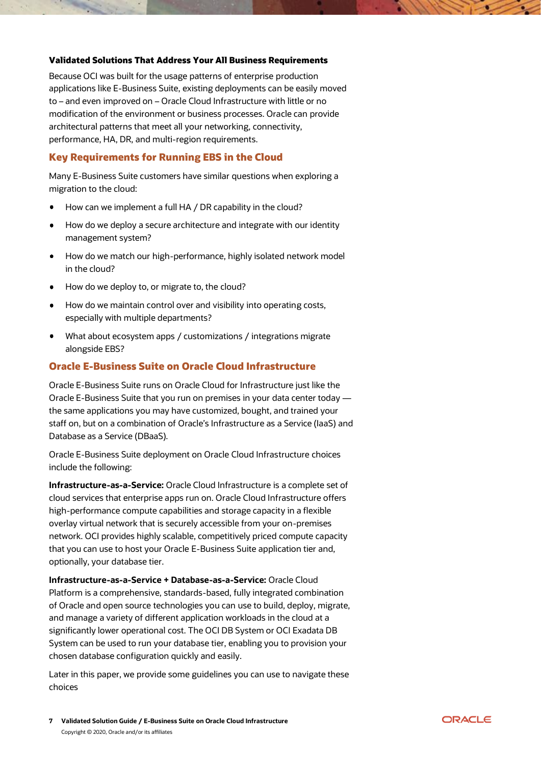**Validated Solutions That Address Your All Business Requirements**

Because OCI was built for the usage patterns of enterprise production applications like E-Business Suite, existing deployments can be easily moved to – and even improved on – Oracle Cloud Infrastructure with little or no modification of the environment or business processes. Oracle can provide architectural patterns that meet all your networking, connectivity, performance, HA, DR, and multi-region requirements.

## Key Requirements for Running EBS in the Cloud

Many E-Business Suite customers have similar questions when exploring a migration to the cloud:

- How can we implement a full HA / DR capability in the cloud?
- How do we deploy a secure architecture and integrate with our identity management system?
- How do we match our high-performance, highly isolated network model in the cloud?
- How do we deploy to, or migrate to, the cloud?
- How do we maintain control over and visibility into operating costs, especially with multiple departments?
- What about ecosystem apps / customizations / integrations migrate alongside EBS?

## Oracle E-Business Suite on Oracle Cloud Infrastructure

Oracle E-Business Suite runs on Oracle Cloud for Infrastructure just like the Oracle E-Business Suite that you run on premises in your data center today — the same applications you may have customized, bought, and trained your staff on, but on a combination of Oracle's Infrastructure as a Service (IaaS) and Database as a Service (DBaaS).

Oracle E-Business Suite deployment on Oracle Cloud Infrastructure choices include the following:

**Infrastructure-as-a-Service:** Oracle Cloud Infrastructure is a complete set of cloud services that enterprise apps run on. Oracle Cloud Infrastructure offers high-performance compute capabilities and storage capacity in a flexible overlay virtual network that is securely accessible from your on-premises network. OCI provides highly scalable, competitively priced compute capacity that you can use to host your Oracle E-Business Suite application tier and, optionally, your database tier.

**Infrastructure-as-a-Service + Database-as-a-Service:** Oracle Cloud Platform is a comprehensive, standards-based, fully integrated combination of Oracle and open source technologies you can use to build, deploy, migrate, and manage a variety of different application workloads in the cloud at a significantly lower operational cost. The OCI DB System or OCI Exadata DB System can be used to run your database tier, enabling you to provision your chosen database configuration quickly and easily.

Later in this paper, we provide some guidelines you can use to navigate these choices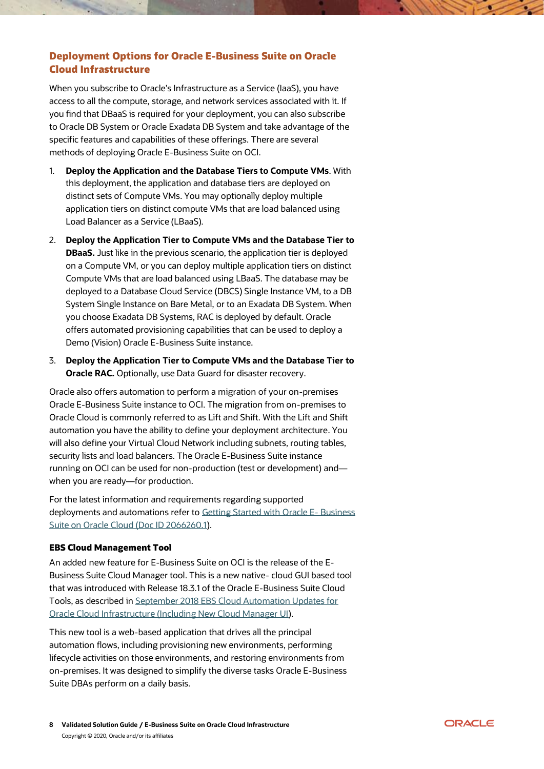## Deployment Options for Oracle E-Business Suite on Oracle Cloud Infrastructure

When you subscribe to Oracle's Infrastructure as a Service (IaaS), you have access to all the compute, storage, and network services associated with it. If you find that DBaaS is required for your deployment, you can also subscribe to Oracle DB System or Oracle Exadata DB System and take advantage of the specific features and capabilities of these offerings. There are several methods of deploying Oracle E-Business Suite on OCI.

1. **Deploy the Application and the Database Tiers to Compute VMs**. With this deployment, the application and database tiers are deployed on distinct sets of Compute VMs. You may optionally deploy multiple application tiers on distinct compute VMs that are load balanced using Load Balancer as a Service (LBaaS).
2. **Deploy the Application Tier to Compute VMs and the Database Tier to DBaaS.** Just like in the previous scenario, the application tier is deployed on a Compute VM, or you can deploy multiple application tiers on distinct Compute VMs that are load balanced using LBaaS. The database may be deployed to a Database Cloud Service (DBCS) Single Instance VM, to a DB System Single Instance on Bare Metal, or to an Exadata DB System. When you choose Exadata DB Systems, RAC is deployed by default. Oracle offers automated provisioning capabilities that can be used to deploy a Demo (Vision) Oracle E-Business Suite instance.
3. **Deploy the Application Tier to Compute VMs and the Database Tier to Oracle RAC.** Optionally, use Data Guard for disaster recovery.

Oracle also offers automation to perform a migration of your on-premises Oracle E-Business Suite instance to OCI. The migration from on-premises to Oracle Cloud is commonly referred to as Lift and Shift. With the Lift and Shift automation you have the ability to define your deployment architecture. You will also define your Virtual Cloud Network including subnets, routing tables, security lists and load balancers. The Oracle E-Business Suite instance running on OCI can be used for non-production (test or development) and—when you are ready—for production.

For the latest information and requirements regarding supported deployments and automations refer to Getting Started with Oracle E- Business Suite on Oracle Cloud (Doc ID 2066260.1).

### EBS Cloud Management Tool

An added new feature for E-Business Suite on OCI is the release of the E-Business Suite Cloud Manager tool. This is a new native- cloud GUI based tool that was introduced with Release 18.3.1 of the Oracle E-Business Suite Cloud Tools, as described in September 2018 EBS Cloud Automation Updates for Oracle Cloud Infrastructure (Including New Cloud Manager UI).

This new tool is a web-based application that drives all the principal automation flows, including provisioning new environments, performing lifecycle activities on those environments, and restoring environments from on-premises. It was designed to simplify the diverse tasks Oracle E-Business Suite DBAs perform on a daily basis.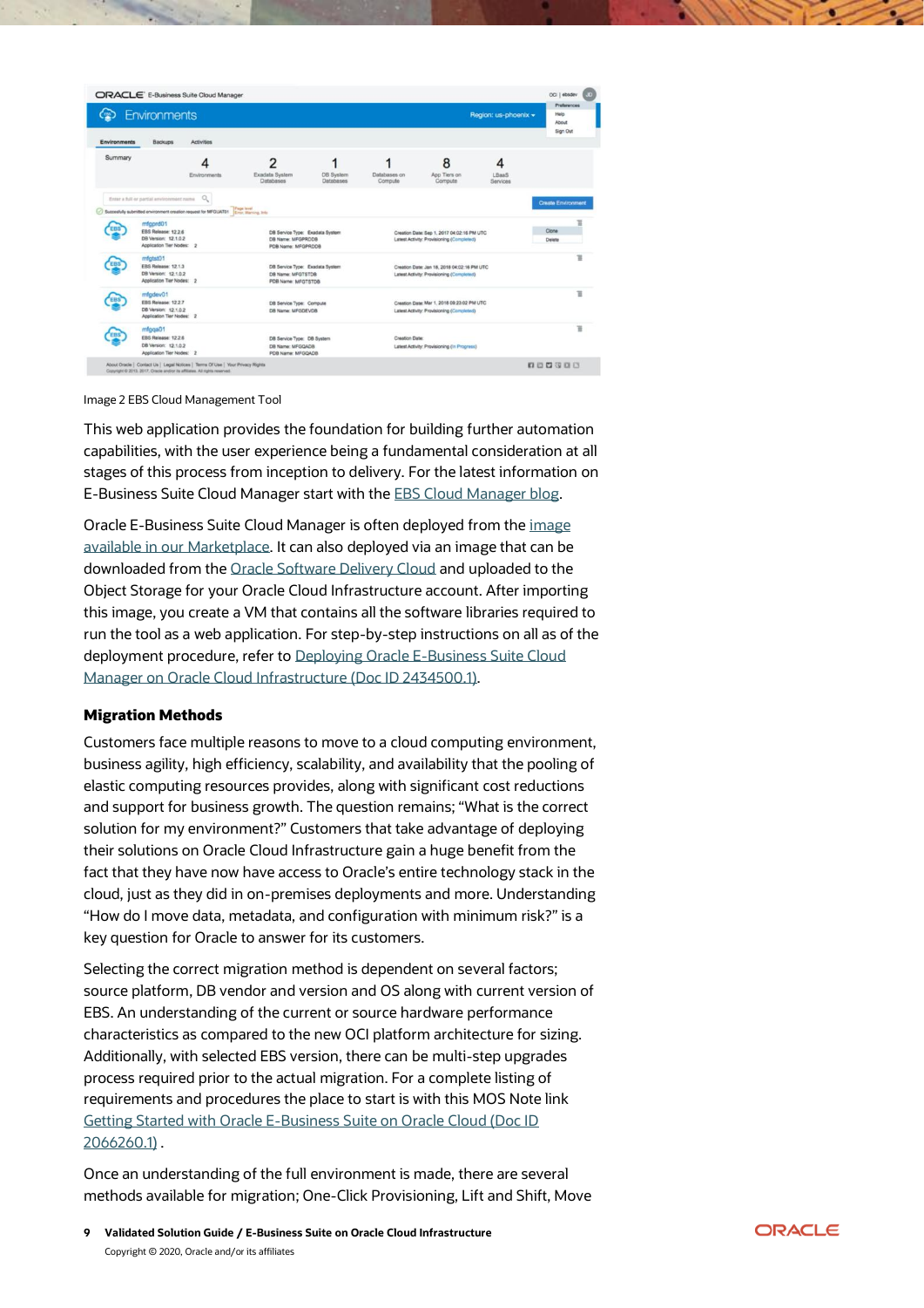Image 2 EBS Cloud Management Tool

This web application provides the foundation for building further automation capabilities, with the user experience being a fundamental consideration at all stages of this process from inception to delivery. For the latest information on E-Business Suite Cloud Manager start with the EBS Cloud Manager blog.

Oracle E-Business Suite Cloud Manager is often deployed from the image available in our Marketplace. It can also deployed via an image that can be downloaded from the Oracle Software Delivery Cloud and uploaded to the Object Storage for your Oracle Cloud Infrastructure account. After importing this image, you create a VM that contains all the software libraries required to run the tool as a web application. For step-by-step instructions on all as of the deployment procedure, refer to Deploying Oracle E-Business Suite Cloud Manager on Oracle Cloud Infrastructure (Doc ID 2434500.1).

### Migration Methods

Customers face multiple reasons to move to a cloud computing environment, business agility, high efficiency, scalability, and availability that the pooling of elastic computing resources provides, along with significant cost reductions and support for business growth. The question remains; "What is the correct solution for my environment?" Customers that take advantage of deploying their solutions on Oracle Cloud Infrastructure gain a huge benefit from the fact that they now have access to Oracle's entire technology stack in the cloud, just as they did in on-premises deployments and more. Understanding "How do I move data, metadata, and configuration with minimum risk?" is a key question for Oracle to answer for its customers.

Selecting the correct migration method is dependent on several factors; source platform, DB vendor and version and OS along with current version of EBS. An understanding of the current or source hardware performance characteristics as compared to the new OCI platform architecture for sizing. Additionally, with selected EBS version, there can be multi-step upgrades process required prior to the actual migration. For a complete listing of requirements and procedures the place to start is with this MOS Note link Getting Started with Oracle E-Business Suite on Oracle Cloud (Doc ID 2066260.1) .

Once an understanding of the full environment is made, there are several methods available for migration; One-Click Provisioning, Lift and Shift, Move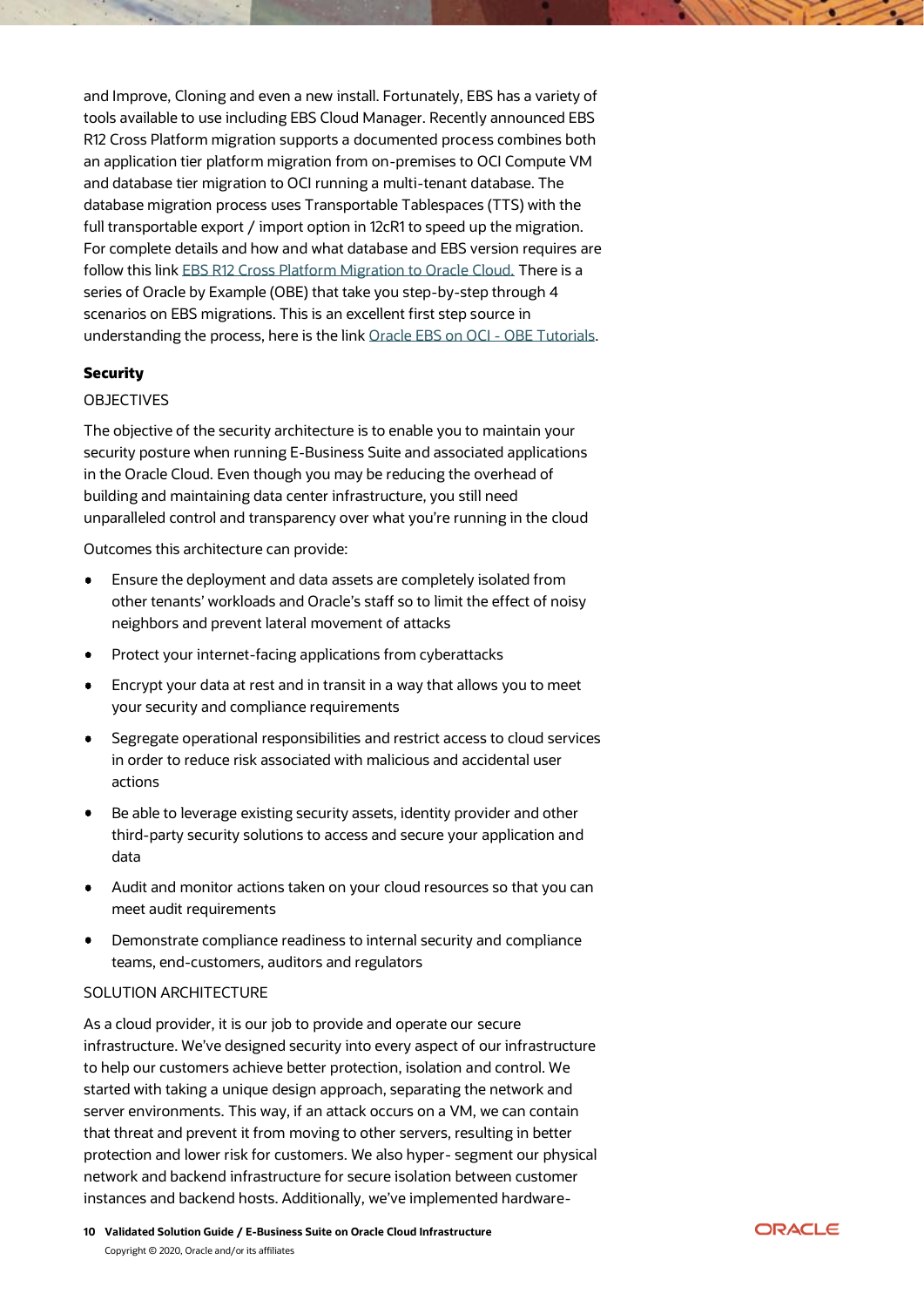and Improve, Cloning and even a new install. Fortunately, EBS has a variety of tools available to use including EBS Cloud Manager. Recently announced EBS R12 Cross Platform migration supports a documented process combines both an application tier platform migration from on-premises to OCI Compute VM and database tier migration to OCI running a multi-tenant database. The database migration process uses Transportable Tablespaces (TTS) with the full transportable export / import option in 12cR1 to speed up the migration. For complete details and how and what database and EBS version requires are follow this link [EBS R12 Cross Platform Migration to Oracle Cloud.](EBS R12 Cross Platform Migration to Oracle Cloud.) There is a series of Oracle by Example (OBE) that take you step-by-step through 4 scenarios on EBS migrations. This is an excellent first step source in understanding the process, here is the link [Oracle EBS on OCI - OBE Tutorials](Oracle EBS on OCI - OBE Tutorials).

**Security**

OBJECTIVES

The objective of the security architecture is to enable you to maintain your security posture when running E-Business Suite and associated applications in the Oracle Cloud. Even though you may be reducing the overhead of building and maintaining data center infrastructure, you still need unparalleled control and transparency over what you're running in the cloud

Outcomes this architecture can provide:

- Ensure the deployment and data assets are completely isolated from other tenants' workloads and Oracle's staff so to limit the effect of noisy neighbors and prevent lateral movement of attacks
- Protect your internet-facing applications from cyberattacks
- Encrypt your data at rest and in transit in a way that allows you to meet your security and compliance requirements
- Segregate operational responsibilities and restrict access to cloud services in order to reduce risk associated with malicious and accidental user actions
- Be able to leverage existing security assets, identity provider and other third-party security solutions to access and secure your application and data
- Audit and monitor actions taken on your cloud resources so that you can meet audit requirements
- Demonstrate compliance readiness to internal security and compliance teams, end-customers, auditors and regulators

SOLUTION ARCHITECTURE

As a cloud provider, it is our job to provide and operate our secure infrastructure. We've designed security into every aspect of our infrastructure to help our customers achieve better protection, isolation and control. We started with taking a unique design approach, separating the network and server environments. This way, if an attack occurs on a VM, we can contain that threat and prevent it from moving to other servers, resulting in better protection and lower risk for customers. We also hyper- segment our physical network and backend infrastructure for secure isolation between customer instances and backend hosts. Additionally, we've implemented hardware-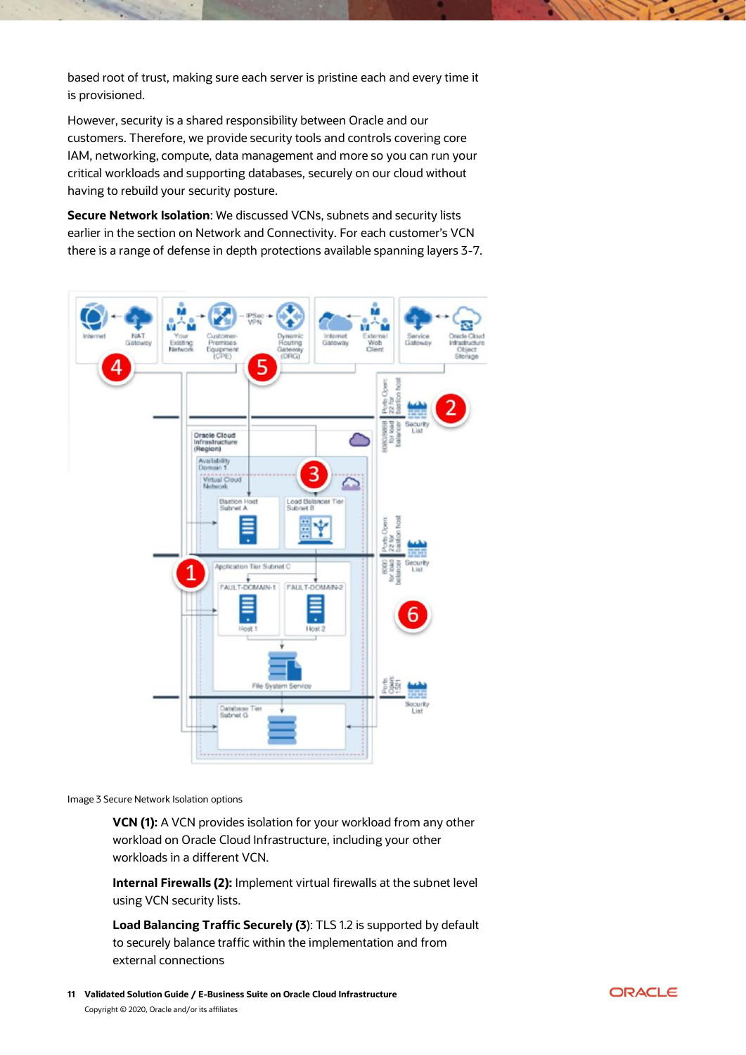based root of trust, making sure each server is pristine each and every time it is provisioned.

However, security is a shared responsibility between Oracle and our customers. Therefore, we provide security tools and controls covering core IAM, networking, compute, data management and more so you can run your critical workloads and supporting databases, securely on our cloud without having to rebuild your security posture.

**Secure Network Isolation**: We discussed VCNs, subnets and security lists earlier in the section on Network and Connectivity. For each customer's VCN there is a range of defense in depth protections available spanning layers 3-7.

Image 3 Secure Network Isolation options

**VCN (1):** A VCN provides isolation for your workload from any other workload on Oracle Cloud Infrastructure, including your other workloads in a different VCN.

**Internal Firewalls (2):** Implement virtual firewalls at the subnet level using VCN security lists.

**Load Balancing Traffic Securely (3**): TLS 1.2 is supported by default to securely balance traffic within the implementation and from external connections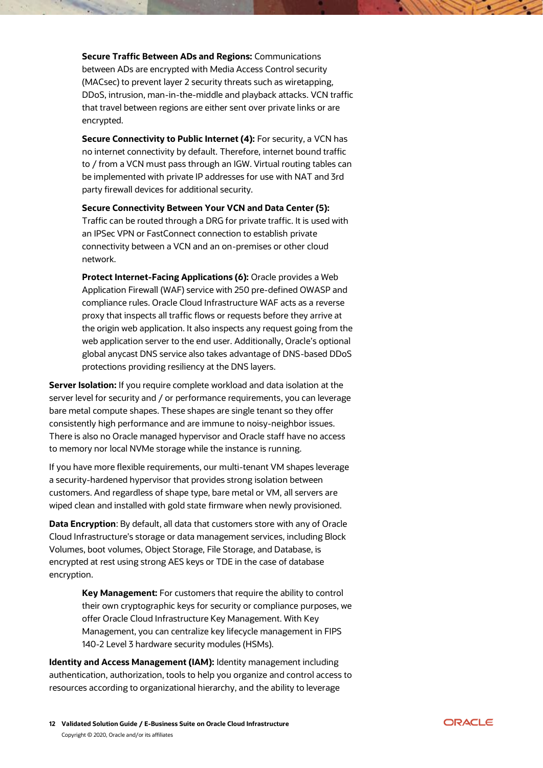**Secure Traffic Between ADs and Regions:** Communications between ADs are encrypted with Media Access Control security (MACsec) to prevent layer 2 security threats such as wiretapping, DDoS, intrusion, man-in-the-middle and playback attacks. VCN traffic that travel between regions are either sent over private links or are encrypted.

**Secure Connectivity to Public Internet (4):** For security, a VCN has no internet connectivity by default. Therefore, internet bound traffic to / from a VCN must pass through an IGW. Virtual routing tables can be implemented with private IP addresses for use with NAT and 3rd party firewall devices for additional security.

**Secure Connectivity Between Your VCN and Data Center (5):** Traffic can be routed through a DRG for private traffic. It is used with an IPSec VPN or FastConnect connection to establish private connectivity between a VCN and an on-premises or other cloud network.

**Protect Internet-Facing Applications (6):** Oracle provides a Web Application Firewall (WAF) service with 250 pre-defined OWASP and compliance rules. Oracle Cloud Infrastructure WAF acts as a reverse proxy that inspects all traffic flows or requests before they arrive at the origin web application. It also inspects any request going from the web application server to the end user. Additionally, Oracle's optional global anycast DNS service also takes advantage of DNS-based DDoS protections providing resiliency at the DNS layers.

**Server Isolation:** If you require complete workload and data isolation at the server level for security and / or performance requirements, you can leverage bare metal compute shapes. These shapes are single tenant so they offer consistently high performance and are immune to noisy-neighbor issues. There is also no Oracle managed hypervisor and Oracle staff have no access to memory nor local NVMe storage while the instance is running.

If you have more flexible requirements, our multi-tenant VM shapes leverage a security-hardened hypervisor that provides strong isolation between customers. And regardless of shape type, bare metal or VM, all servers are wiped clean and installed with gold state firmware when newly provisioned.

**Data Encryption**: By default, all data that customers store with any of Oracle Cloud Infrastructure's storage or data management services, including Block Volumes, boot volumes, Object Storage, File Storage, and Database, is encrypted at rest using strong AES keys or TDE in the case of database encryption.

**Key Management:** For customers that require the ability to control their own cryptographic keys for security or compliance purposes, we offer Oracle Cloud Infrastructure Key Management. With Key Management, you can centralize key lifecycle management in FIPS 140-2 Level 3 hardware security modules (HSMs).

**Identity and Access Management (IAM):** Identity management including authentication, authorization, tools to help you organize and control access to resources according to organizational hierarchy, and the ability to leverage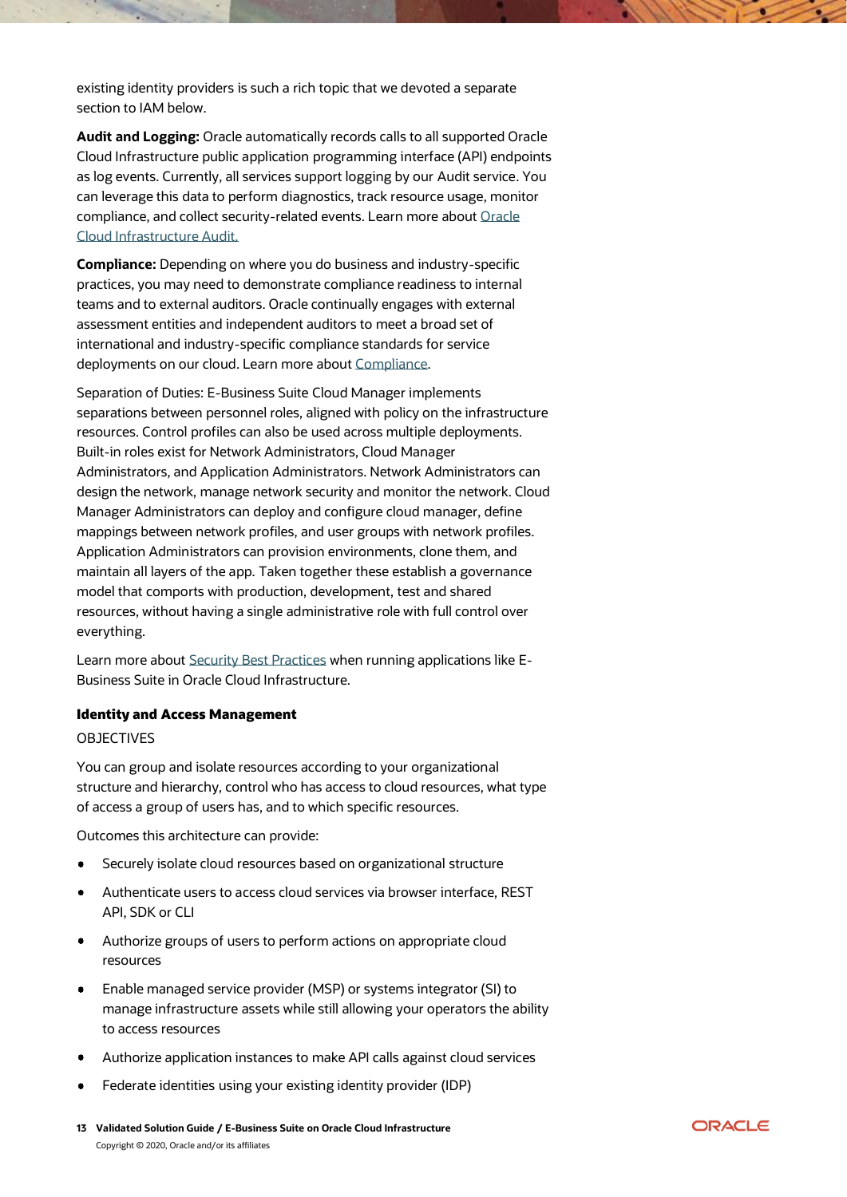existing identity providers is such a rich topic that we devoted a separate section to IAM below.

**Audit and Logging:** Oracle automatically records calls to all supported Oracle Cloud Infrastructure public application programming interface (API) endpoints as log events. Currently, all services support logging by our Audit service. You can leverage this data to perform diagnostics, track resource usage, monitor compliance, and collect security-related events. Learn more about [Oracle Cloud Infrastructure Audit.]()

**Compliance:** Depending on where you do business and industry-specific practices, you may need to demonstrate compliance readiness to internal teams and to external auditors. Oracle continually engages with external assessment entities and independent auditors to meet a broad set of international and industry-specific compliance standards for service deployments on our cloud. Learn more about [Compliance]().

Separation of Duties: E-Business Suite Cloud Manager implements separations between personnel roles, aligned with policy on the infrastructure resources. Control profiles can also be used across multiple deployments. Built-in roles exist for Network Administrators, Cloud Manager Administrators, and Application Administrators. Network Administrators can design the network, manage network security and monitor the network. Cloud Manager Administrators can deploy and configure cloud manager, define mappings between network profiles, and user groups with network profiles. Application Administrators can provision environments, clone them, and maintain all layers of the app. Taken together these establish a governance model that comports with production, development, test and shared resources, without having a single administrative role with full control over everything.

Learn more about [Security Best Practices]() when running applications like E-Business Suite in Oracle Cloud Infrastructure.

### Identity and Access Management

OBJECTIVES

You can group and isolate resources according to your organizational structure and hierarchy, control who has access to cloud resources, what type of access a group of users has, and to which specific resources.

Outcomes this architecture can provide:

- Securely isolate cloud resources based on organizational structure
- Authenticate users to access cloud services via browser interface, REST API, SDK or CLI
- Authorize groups of users to perform actions on appropriate cloud resources
- Enable managed service provider (MSP) or systems integrator (SI) to manage infrastructure assets while still allowing your operators the ability to access resources
- Authorize application instances to make API calls against cloud services
- Federate identities using your existing identity provider (IDP)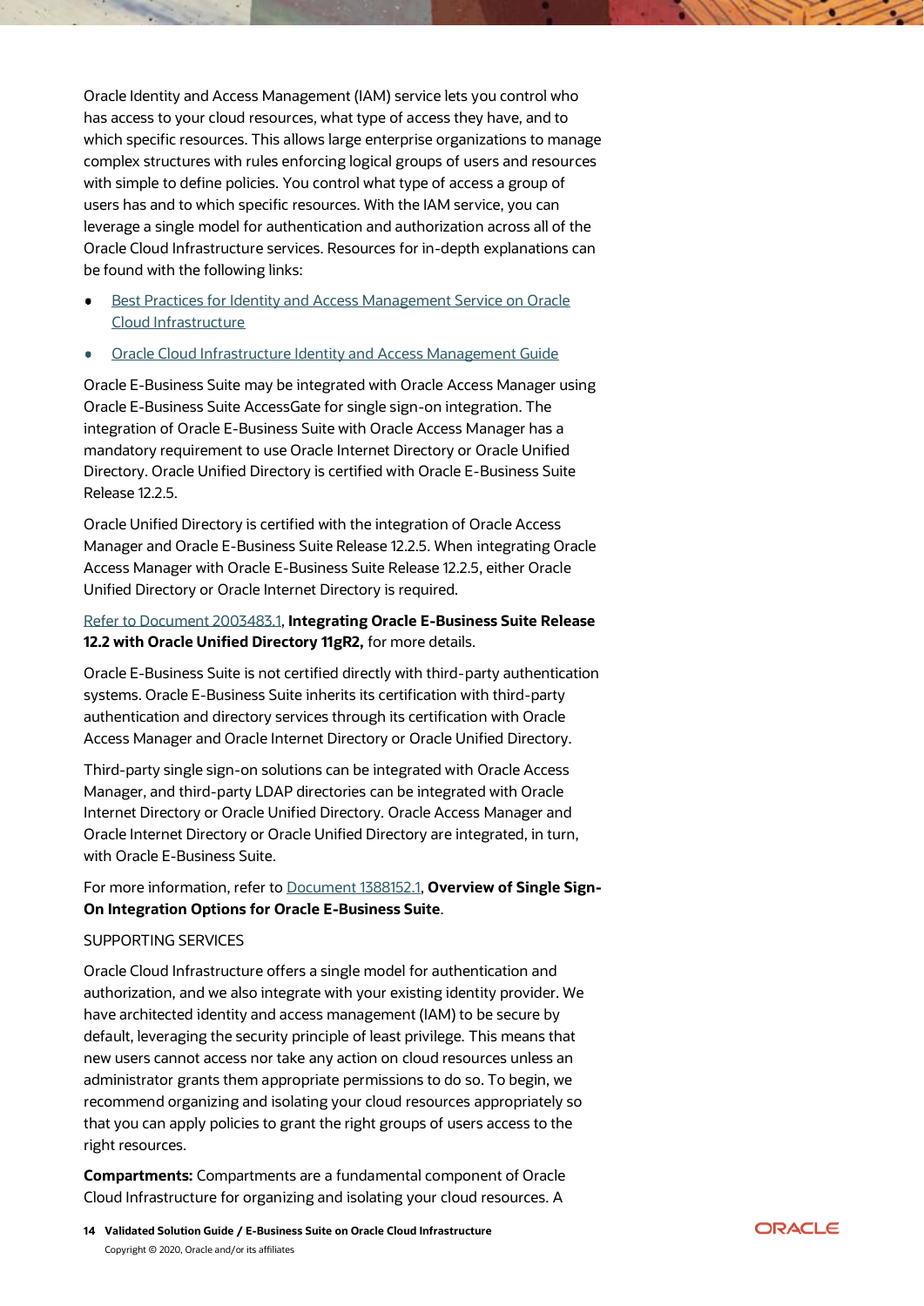Oracle Identity and Access Management (IAM) service lets you control who has access to your cloud resources, what type of access they have, and to which specific resources. This allows large enterprise organizations to manage complex structures with rules enforcing logical groups of users and resources with simple to define policies. You control what type of access a group of users has and to which specific resources. With the IAM service, you can leverage a single model for authentication and authorization across all of the Oracle Cloud Infrastructure services. Resources for in-depth explanations can be found with the following links:

- Best Practices for Identity and Access Management Service on Oracle Cloud Infrastructure
- Oracle Cloud Infrastructure Identity and Access Management Guide

Oracle E-Business Suite may be integrated with Oracle Access Manager using Oracle E-Business Suite AccessGate for single sign-on integration. The integration of Oracle E-Business Suite with Oracle Access Manager has a mandatory requirement to use Oracle Internet Directory or Oracle Unified Directory. Oracle Unified Directory is certified with Oracle E-Business Suite Release 12.2.5.

Oracle Unified Directory is certified with the integration of Oracle Access Manager and Oracle E-Business Suite Release 12.2.5. When integrating Oracle Access Manager with Oracle E-Business Suite Release 12.2.5, either Oracle Unified Directory or Oracle Internet Directory is required.

Refer to Document 2003483.1, **Integrating Oracle E-Business Suite Release 12.2 with Oracle Unified Directory 11gR2,** for more details.

Oracle E-Business Suite is not certified directly with third-party authentication systems. Oracle E-Business Suite inherits its certification with third-party authentication and directory services through its certification with Oracle Access Manager and Oracle Internet Directory or Oracle Unified Directory.

Third-party single sign-on solutions can be integrated with Oracle Access Manager, and third-party LDAP directories can be integrated with Oracle Internet Directory or Oracle Unified Directory. Oracle Access Manager and Oracle Internet Directory or Oracle Unified Directory are integrated, in turn, with Oracle E-Business Suite.

For more information, refer to Document 1388152.1, **Overview of Single Sign-On Integration Options for Oracle E-Business Suite**.

SUPPORTING SERVICES

Oracle Cloud Infrastructure offers a single model for authentication and authorization, and we also integrate with your existing identity provider. We have architected identity and access management (IAM) to be secure by default, leveraging the security principle of least privilege. This means that new users cannot access nor take any action on cloud resources unless an administrator grants them appropriate permissions to do so. To begin, we recommend organizing and isolating your cloud resources appropriately so that you can apply policies to grant the right groups of users access to the right resources.

**Compartments:** Compartments are a fundamental component of Oracle Cloud Infrastructure for organizing and isolating your cloud resources. A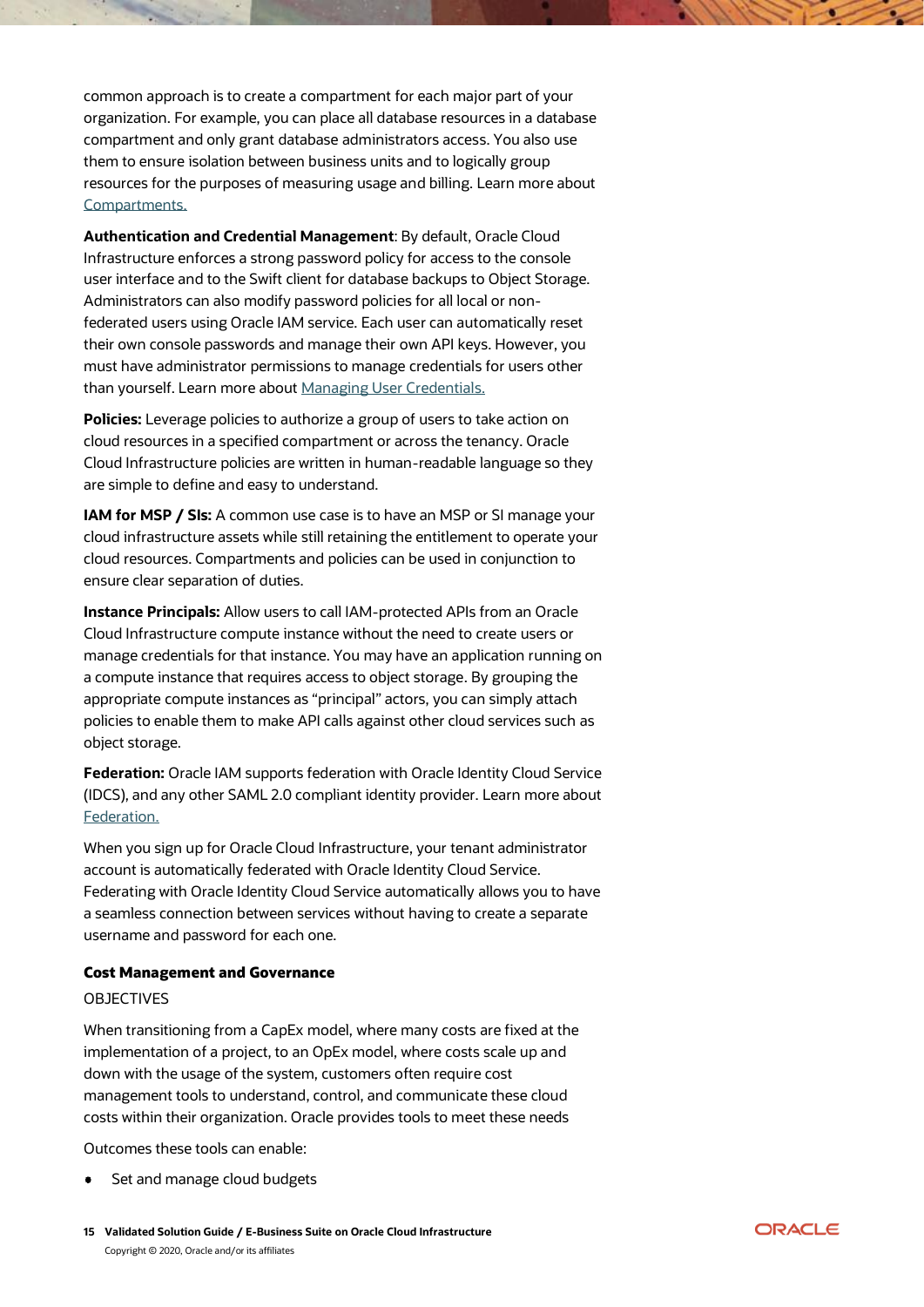common approach is to create a compartment for each major part of your organization. For example, you can place all database resources in a database compartment and only grant database administrators access. You also use them to ensure isolation between business units and to logically group resources for the purposes of measuring usage and billing. Learn more about [Compartments.]()

**Authentication and Credential Management**: By default, Oracle Cloud Infrastructure enforces a strong password policy for access to the console user interface and to the Swift client for database backups to Object Storage. Administrators can also modify password policies for all local or non-federated users using Oracle IAM service. Each user can automatically reset their own console passwords and manage their own API keys. However, you must have administrator permissions to manage credentials for users other than yourself. Learn more about [Managing User Credentials.]()

**Policies:** Leverage policies to authorize a group of users to take action on cloud resources in a specified compartment or across the tenancy. Oracle Cloud Infrastructure policies are written in human-readable language so they are simple to define and easy to understand.

**IAM for MSP / SIs:** A common use case is to have an MSP or SI manage your cloud infrastructure assets while still retaining the entitlement to operate your cloud resources. Compartments and policies can be used in conjunction to ensure clear separation of duties.

**Instance Principals:** Allow users to call IAM-protected APIs from an Oracle Cloud Infrastructure compute instance without the need to create users or manage credentials for that instance. You may have an application running on a compute instance that requires access to object storage. By grouping the appropriate compute instances as "principal" actors, you can simply attach policies to enable them to make API calls against other cloud services such as object storage.

**Federation:** Oracle IAM supports federation with Oracle Identity Cloud Service (IDCS), and any other SAML 2.0 compliant identity provider. Learn more about [Federation.]()

When you sign up for Oracle Cloud Infrastructure, your tenant administrator account is automatically federated with Oracle Identity Cloud Service. Federating with Oracle Identity Cloud Service automatically allows you to have a seamless connection between services without having to create a separate username and password for each one.

### Cost Management and Governance

OBJECTIVES

When transitioning from a CapEx model, where many costs are fixed at the implementation of a project, to an OpEx model, where costs scale up and down with the usage of the system, customers often require cost management tools to understand, control, and communicate these cloud costs within their organization. Oracle provides tools to meet these needs

Outcomes these tools can enable:

- Set and manage cloud budgets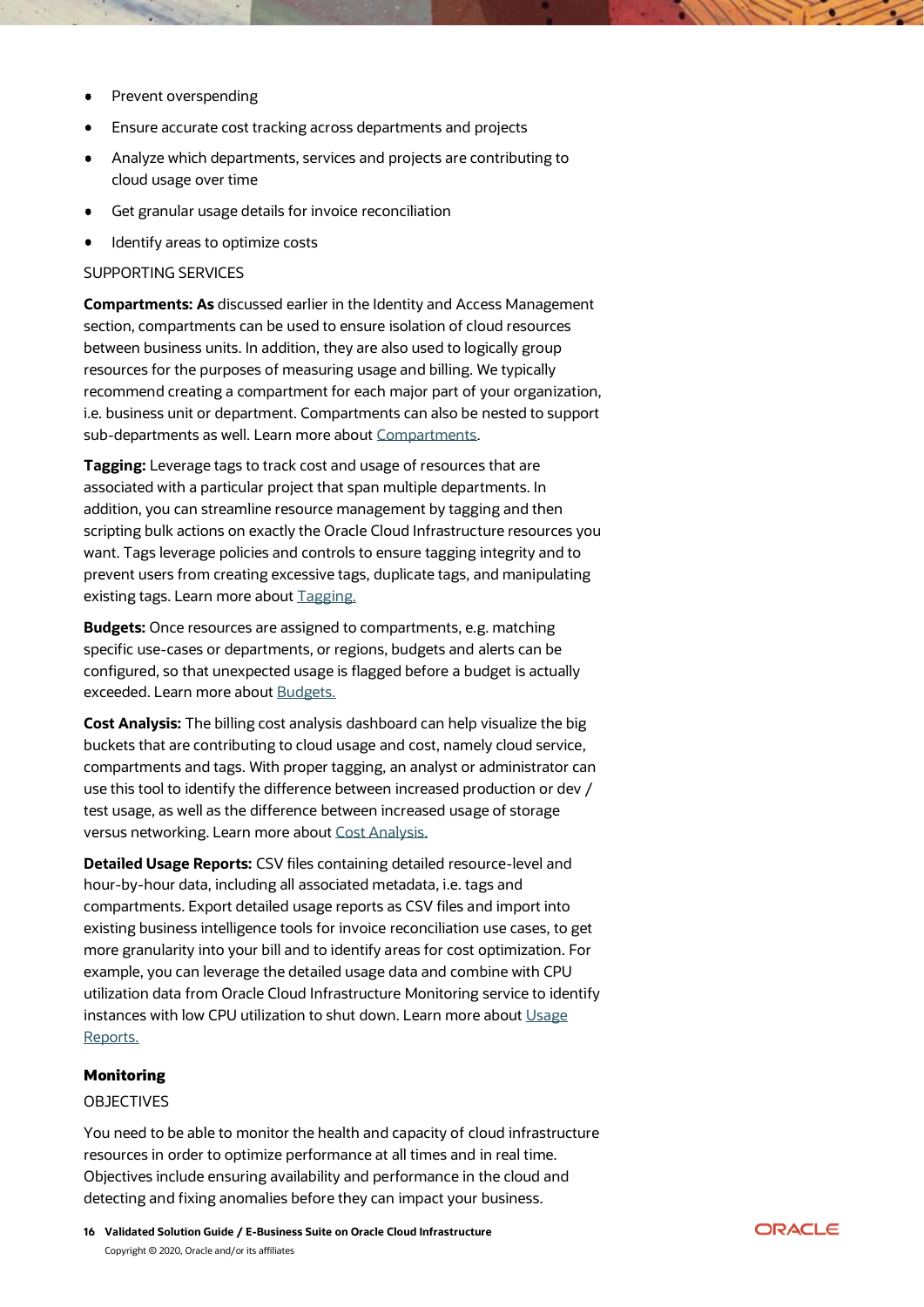- Prevent overspending
- Ensure accurate cost tracking across departments and projects
- Analyze which departments, services and projects are contributing to cloud usage over time
- Get granular usage details for invoice reconciliation
- Identify areas to optimize costs

SUPPORTING SERVICES

**Compartments: As** discussed earlier in the Identity and Access Management section, compartments can be used to ensure isolation of cloud resources between business units. In addition, they are also used to logically group resources for the purposes of measuring usage and billing. We typically recommend creating a compartment for each major part of your organization, i.e. business unit or department. Compartments can also be nested to support sub-departments as well. Learn more about Compartments.

**Tagging:** Leverage tags to track cost and usage of resources that are associated with a particular project that span multiple departments. In addition, you can streamline resource management by tagging and then scripting bulk actions on exactly the Oracle Cloud Infrastructure resources you want. Tags leverage policies and controls to ensure tagging integrity and to prevent users from creating excessive tags, duplicate tags, and manipulating existing tags. Learn more about Tagging.

**Budgets:** Once resources are assigned to compartments, e.g. matching specific use-cases or departments, or regions, budgets and alerts can be configured, so that unexpected usage is flagged before a budget is actually exceeded. Learn more about Budgets.

**Cost Analysis:** The billing cost analysis dashboard can help visualize the big buckets that are contributing to cloud usage and cost, namely cloud service, compartments and tags. With proper tagging, an analyst or administrator can use this tool to identify the difference between increased production or dev / test usage, as well as the difference between increased usage of storage versus networking. Learn more about Cost Analysis.

**Detailed Usage Reports:** CSV files containing detailed resource-level and hour-by-hour data, including all associated metadata, i.e. tags and compartments. Export detailed usage reports as CSV files and import into existing business intelligence tools for invoice reconciliation use cases, to get more granularity into your bill and to identify areas for cost optimization. For example, you can leverage the detailed usage data and combine with CPU utilization data from Oracle Cloud Infrastructure Monitoring service to identify instances with low CPU utilization to shut down. Learn more about Usage Reports.

### Monitoring

OBJECTIVES

You need to be able to monitor the health and capacity of cloud infrastructure resources in order to optimize performance at all times and in real time. Objectives include ensuring availability and performance in the cloud and detecting and fixing anomalies before they can impact your business.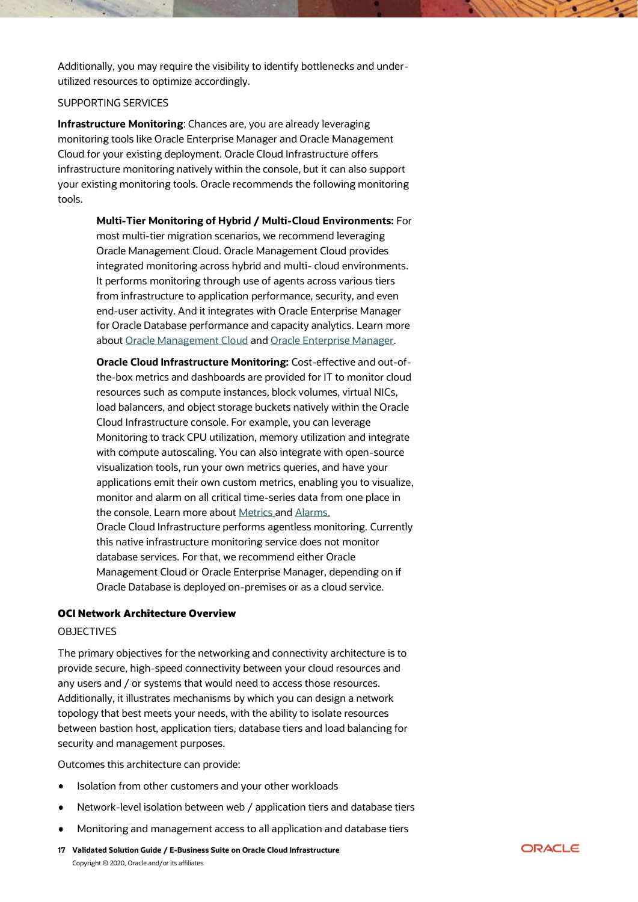Additionally, you may require the visibility to identify bottlenecks and under-utilized resources to optimize accordingly.

SUPPORTING SERVICES

**Infrastructure Monitoring**: Chances are, you are already leveraging monitoring tools like Oracle Enterprise Manager and Oracle Management Cloud for your existing deployment. Oracle Cloud Infrastructure offers infrastructure monitoring natively within the console, but it can also support your existing monitoring tools. Oracle recommends the following monitoring tools.

> **Multi-Tier Monitoring of Hybrid / Multi-Cloud Environments:** For most multi-tier migration scenarios, we recommend leveraging Oracle Management Cloud. Oracle Management Cloud provides integrated monitoring across hybrid and multi- cloud environments. It performs monitoring through use of agents across various tiers from infrastructure to application performance, security, and even end-user activity. And it integrates with Oracle Enterprise Manager for Oracle Database performance and capacity analytics. Learn more about [Oracle Management Cloud]() and [Oracle Enterprise Manager]().
>
> **Oracle Cloud Infrastructure Monitoring:** Cost-effective and out-of-the-box metrics and dashboards are provided for IT to monitor cloud resources such as compute instances, block volumes, virtual NICs, load balancers, and object storage buckets natively within the Oracle Cloud Infrastructure console. For example, you can leverage Monitoring to track CPU utilization, memory utilization and integrate with compute autoscaling. You can also integrate with open-source visualization tools, run your own metrics queries, and have your applications emit their own custom metrics, enabling you to visualize, monitor and alarm on all critical time-series data from one place in the console. Learn more about [Metrics ]()and [Alarms.]()
> Oracle Cloud Infrastructure performs agentless monitoring. Currently this native infrastructure monitoring service does not monitor database services. For that, we recommend either Oracle Management Cloud or Oracle Enterprise Manager, depending on if Oracle Database is deployed on-premises or as a cloud service.

### OCI Network Architecture Overview

OBJECTIVES

The primary objectives for the networking and connectivity architecture is to provide secure, high-speed connectivity between your cloud resources and any users and / or systems that would need to access those resources. Additionally, it illustrates mechanisms by which you can design a network topology that best meets your needs, with the ability to isolate resources between bastion host, application tiers, database tiers and load balancing for security and management purposes.

Outcomes this architecture can provide:

- Isolation from other customers and your other workloads
- Network-level isolation between web / application tiers and database tiers
- Monitoring and management access to all application and database tiers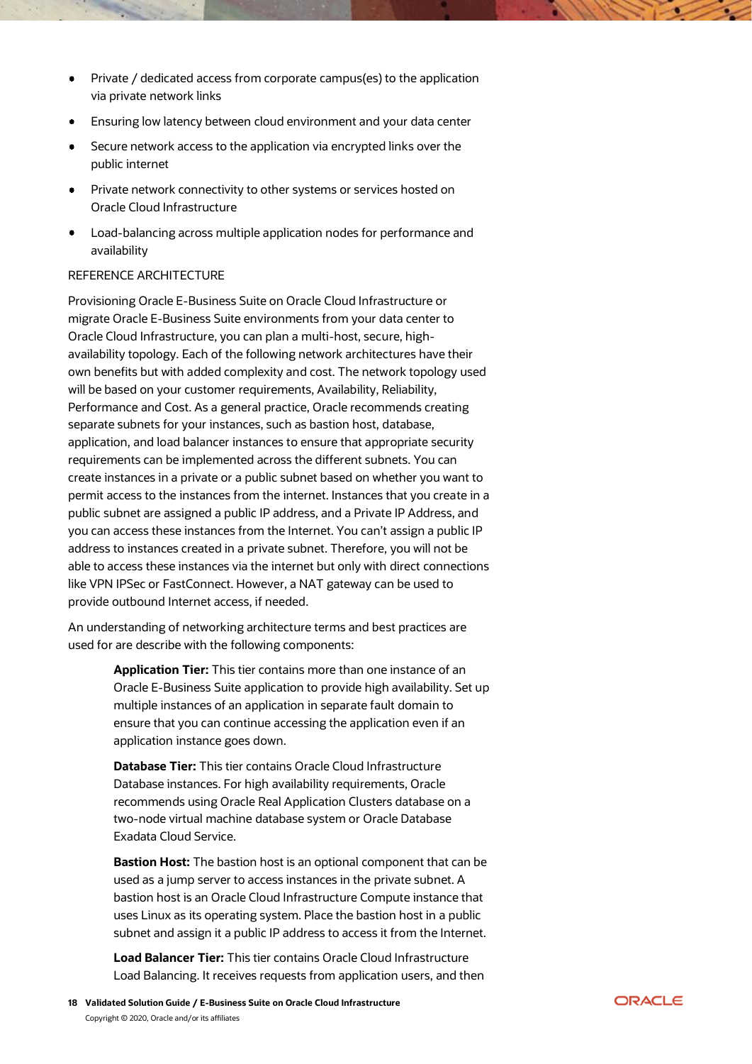- Private / dedicated access from corporate campus(es) to the application via private network links
- Ensuring low latency between cloud environment and your data center
- Secure network access to the application via encrypted links over the public internet
- Private network connectivity to other systems or services hosted on Oracle Cloud Infrastructure
- Load-balancing across multiple application nodes for performance and availability

REFERENCE ARCHITECTURE

Provisioning Oracle E-Business Suite on Oracle Cloud Infrastructure or migrate Oracle E-Business Suite environments from your data center to Oracle Cloud Infrastructure, you can plan a multi-host, secure, high-availability topology. Each of the following network architectures have their own benefits but with added complexity and cost. The network topology used will be based on your customer requirements, Availability, Reliability, Performance and Cost. As a general practice, Oracle recommends creating separate subnets for your instances, such as bastion host, database, application, and load balancer instances to ensure that appropriate security requirements can be implemented across the different subnets. You can create instances in a private or a public subnet based on whether you want to permit access to the instances from the internet. Instances that you create in a public subnet are assigned a public IP address, and a Private IP Address, and you can access these instances from the Internet. You can't assign a public IP address to instances created in a private subnet. Therefore, you will not be able to access these instances via the internet but only with direct connections like VPN IPSec or FastConnect. However, a NAT gateway can be used to provide outbound Internet access, if needed.

An understanding of networking architecture terms and best practices are used for are describe with the following components:

> **Application Tier:** This tier contains more than one instance of an Oracle E-Business Suite application to provide high availability. Set up multiple instances of an application in separate fault domain to ensure that you can continue accessing the application even if an application instance goes down.
>
> **Database Tier:** This tier contains Oracle Cloud Infrastructure Database instances. For high availability requirements, Oracle recommends using Oracle Real Application Clusters database on a two-node virtual machine database system or Oracle Database Exadata Cloud Service.
>
> **Bastion Host:** The bastion host is an optional component that can be used as a jump server to access instances in the private subnet. A bastion host is an Oracle Cloud Infrastructure Compute instance that uses Linux as its operating system. Place the bastion host in a public subnet and assign it a public IP address to access it from the Internet.
>
> **Load Balancer Tier:** This tier contains Oracle Cloud Infrastructure Load Balancing. It receives requests from application users, and then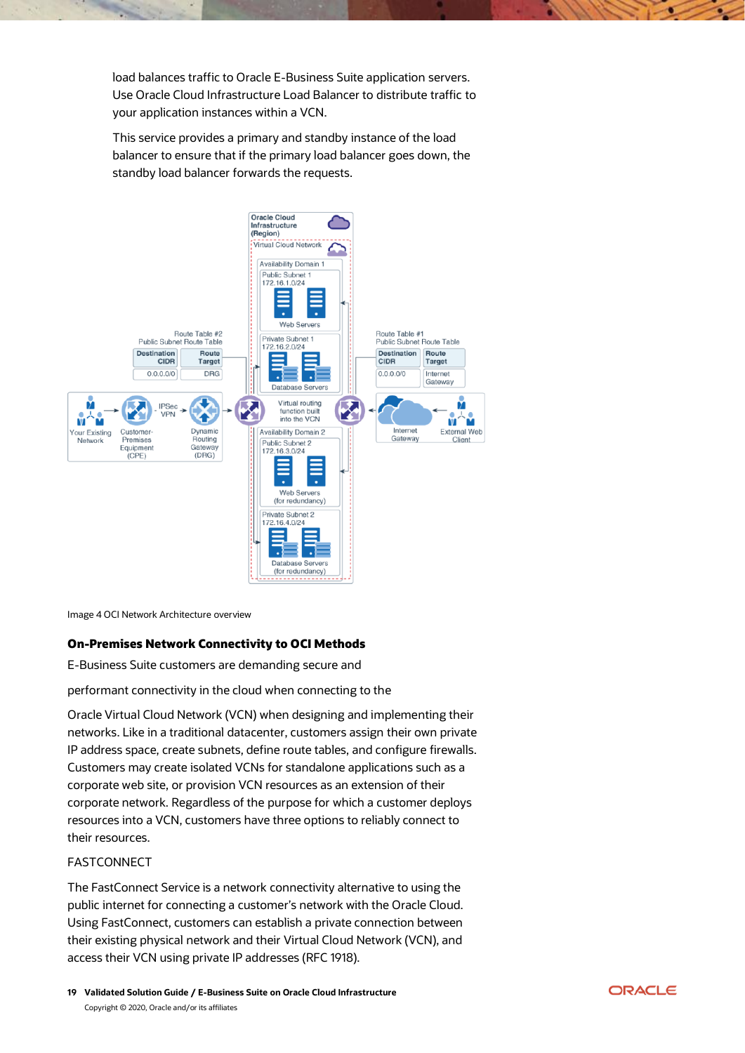load balances traffic to Oracle E-Business Suite application servers. Use Oracle Cloud Infrastructure Load Balancer to distribute traffic to your application instances within a VCN.

This service provides a primary and standby instance of the load balancer to ensure that if the primary load balancer goes down, the standby load balancer forwards the requests.

Image 4 OCI Network Architecture overview

### On-Premises Network Connectivity to OCI Methods

E-Business Suite customers are demanding secure and

performant connectivity in the cloud when connecting to the

Oracle Virtual Cloud Network (VCN) when designing and implementing their networks. Like in a traditional datacenter, customers assign their own private IP address space, create subnets, define route tables, and configure firewalls. Customers may create isolated VCNs for standalone applications such as a corporate web site, or provision VCN resources as an extension of their corporate network. Regardless of the purpose for which a customer deploys resources into a VCN, customers have three options to reliably connect to their resources.

FASTCONNECT

The FastConnect Service is a network connectivity alternative to using the public internet for connecting a customer's network with the Oracle Cloud. Using FastConnect, customers can establish a private connection between their existing physical network and their Virtual Cloud Network (VCN), and access their VCN using private IP addresses (RFC 1918).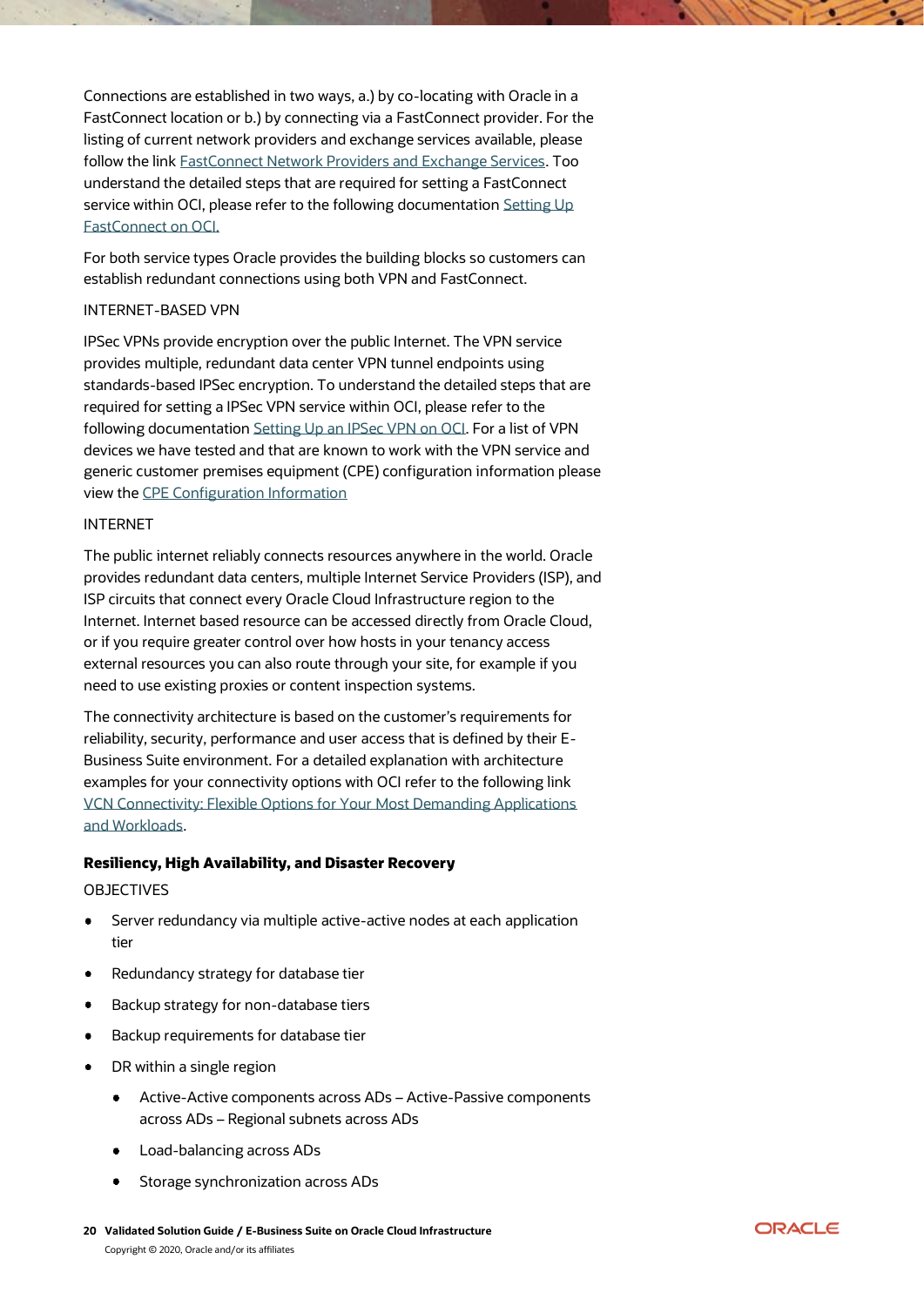Connections are established in two ways, a.) by co-locating with Oracle in a FastConnect location or b.) by connecting via a FastConnect provider. For the listing of current network providers and exchange services available, please follow the link [FastConnect Network Providers and Exchange Services](). Too understand the detailed steps that are required for setting a FastConnect service within OCI, please refer to the following documentation [Setting Up FastConnect on OCI.]()

For both service types Oracle provides the building blocks so customers can establish redundant connections using both VPN and FastConnect.

INTERNET-BASED VPN

IPSec VPNs provide encryption over the public Internet. The VPN service provides multiple, redundant data center VPN tunnel endpoints using standards-based IPSec encryption. To understand the detailed steps that are required for setting a IPSec VPN service within OCI, please refer to the following documentation [Setting Up an IPSec VPN on OCI](). For a list of VPN devices we have tested and that are known to work with the VPN service and generic customer premises equipment (CPE) configuration information please view the [CPE Configuration Information]()

INTERNET

The public internet reliably connects resources anywhere in the world. Oracle provides redundant data centers, multiple Internet Service Providers (ISP), and ISP circuits that connect every Oracle Cloud Infrastructure region to the Internet. Internet based resource can be accessed directly from Oracle Cloud, or if you require greater control over how hosts in your tenancy access external resources you can also route through your site, for example if you need to use existing proxies or content inspection systems.

The connectivity architecture is based on the customer's requirements for reliability, security, performance and user access that is defined by their E-Business Suite environment. For a detailed explanation with architecture examples for your connectivity options with OCI refer to the following link [VCN Connectivity: Flexible Options for Your Most Demanding Applications and Workloads]().

**Resiliency, High Availability, and Disaster Recovery**

OBJECTIVES

- Server redundancy via multiple active-active nodes at each application tier
- Redundancy strategy for database tier
- Backup strategy for non-database tiers
- Backup requirements for database tier
- DR within a single region
  - Active-Active components across ADs – Active-Passive components across ADs – Regional subnets across ADs
  - Load-balancing across ADs
  - Storage synchronization across ADs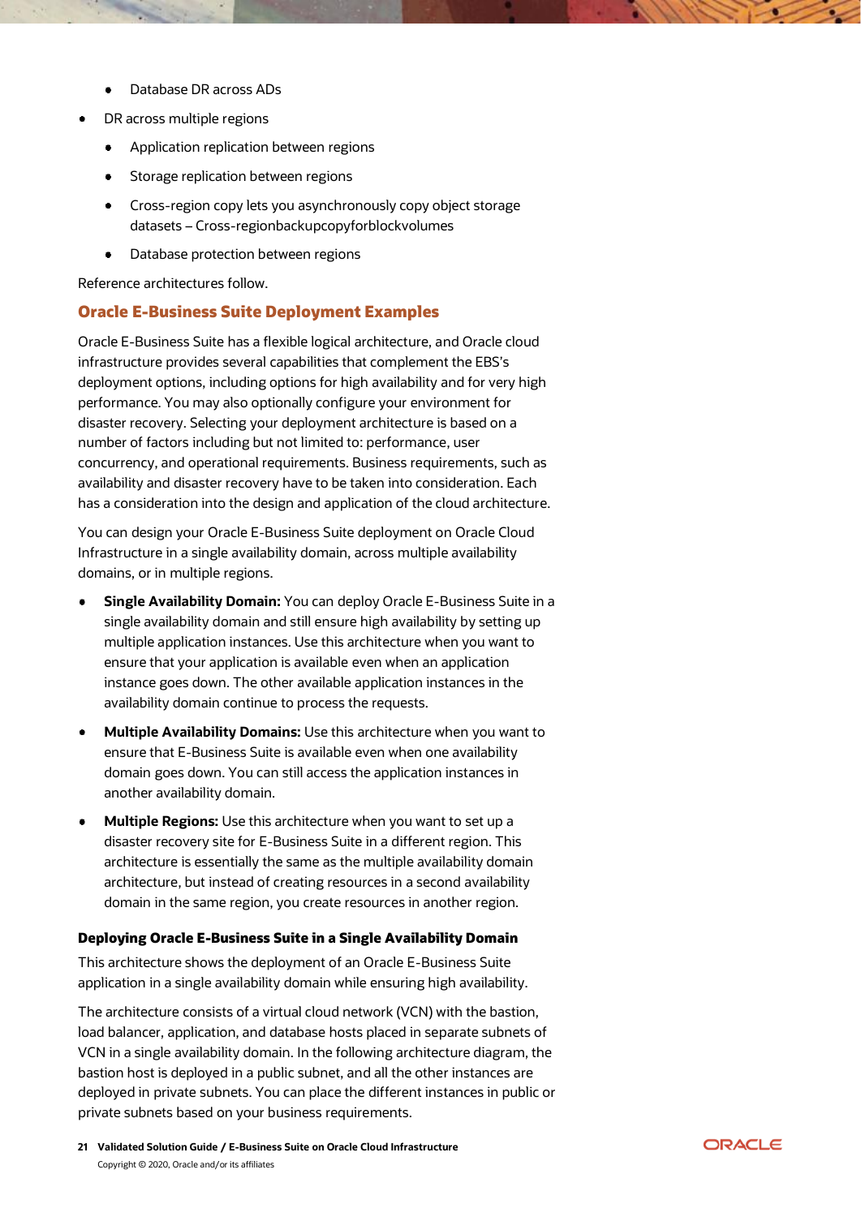- Database DR across ADs
- DR across multiple regions
    - Application replication between regions
    - Storage replication between regions
    - Cross-region copy lets you asynchronously copy object storage datasets – Cross-regionbackupcopyforblockvolumes
    - Database protection between regions

Reference architectures follow.

## Oracle E-Business Suite Deployment Examples

Oracle E-Business Suite has a flexible logical architecture, and Oracle cloud infrastructure provides several capabilities that complement the EBS's deployment options, including options for high availability and for very high performance. You may also optionally configure your environment for disaster recovery. Selecting your deployment architecture is based on a number of factors including but not limited to: performance, user concurrency, and operational requirements. Business requirements, such as availability and disaster recovery have to be taken into consideration. Each has a consideration into the design and application of the cloud architecture.

You can design your Oracle E-Business Suite deployment on Oracle Cloud Infrastructure in a single availability domain, across multiple availability domains, or in multiple regions.

- **Single Availability Domain:** You can deploy Oracle E-Business Suite in a single availability domain and still ensure high availability by setting up multiple application instances. Use this architecture when you want to ensure that your application is available even when an application instance goes down. The other available application instances in the availability domain continue to process the requests.
- **Multiple Availability Domains:** Use this architecture when you want to ensure that E-Business Suite is available even when one availability domain goes down. You can still access the application instances in another availability domain.
- **Multiple Regions:** Use this architecture when you want to set up a disaster recovery site for E-Business Suite in a different region. This architecture is essentially the same as the multiple availability domain architecture, but instead of creating resources in a second availability domain in the same region, you create resources in another region.

### Deploying Oracle E-Business Suite in a Single Availability Domain

This architecture shows the deployment of an Oracle E-Business Suite application in a single availability domain while ensuring high availability.

The architecture consists of a virtual cloud network (VCN) with the bastion, load balancer, application, and database hosts placed in separate subnets of VCN in a single availability domain. In the following architecture diagram, the bastion host is deployed in a public subnet, and all the other instances are deployed in private subnets. You can place the different instances in public or private subnets based on your business requirements.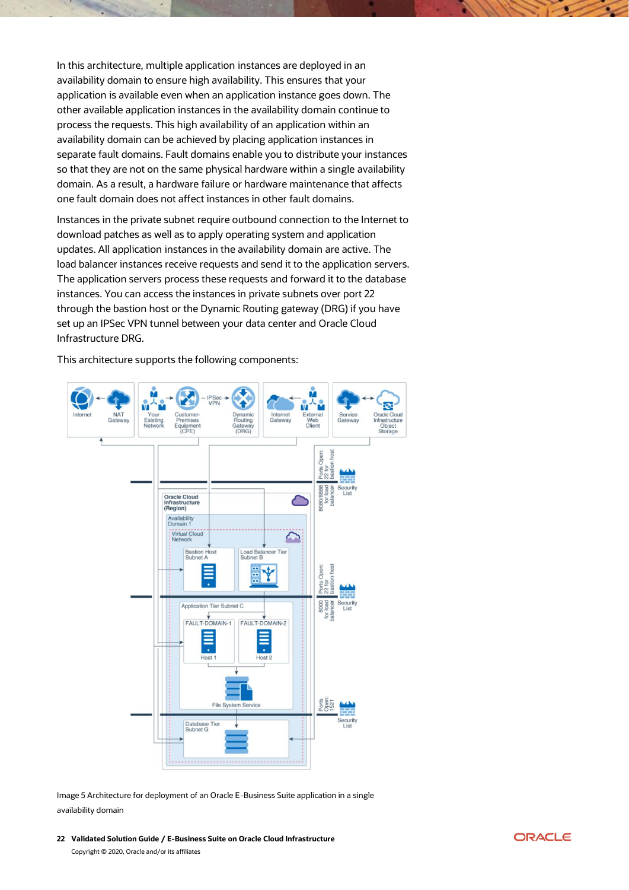In this architecture, multiple application instances are deployed in an availability domain to ensure high availability. This ensures that your application is available even when an application instance goes down. The other available application instances in the availability domain continue to process the requests. This high availability of an application within an availability domain can be achieved by placing application instances in separate fault domains. Fault domains enable you to distribute your instances so that they are not on the same physical hardware within a single availability domain. As a result, a hardware failure or hardware maintenance that affects one fault domain does not affect instances in other fault domains.

Instances in the private subnet require outbound connection to the Internet to download patches as well as to apply operating system and application updates. All application instances in the availability domain are active. The load balancer instances receive requests and send it to the application servers. The application servers process these requests and forward it to the database instances. You can access the instances in private subnets over port 22 through the bastion host or the Dynamic Routing gateway (DRG) if you have set up an IPSec VPN tunnel between your data center and Oracle Cloud Infrastructure DRG.

This architecture supports the following components:

Image 5 Architecture for deployment of an Oracle E-Business Suite application in a single availability domain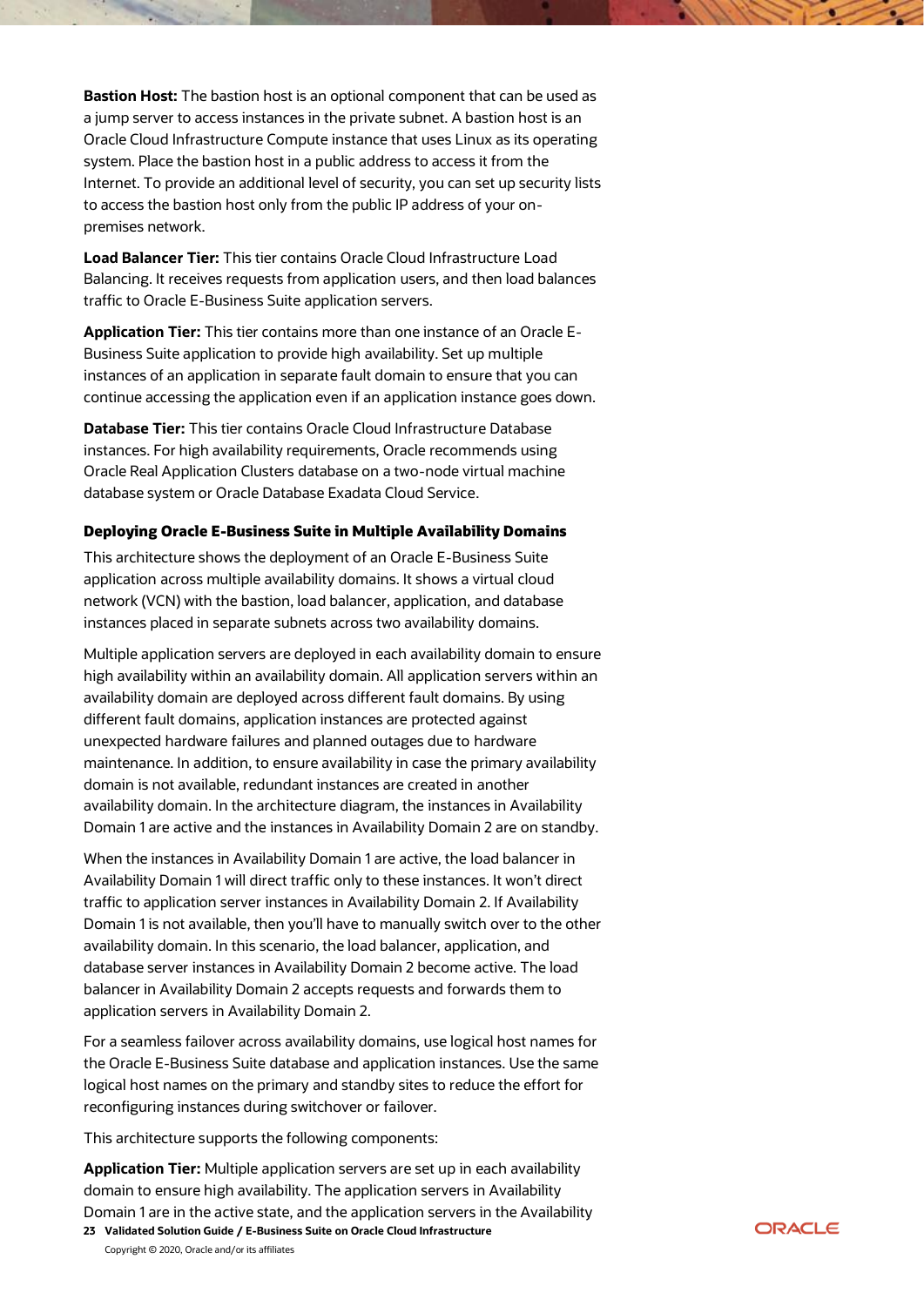**Bastion Host:** The bastion host is an optional component that can be used as a jump server to access instances in the private subnet. A bastion host is an Oracle Cloud Infrastructure Compute instance that uses Linux as its operating system. Place the bastion host in a public address to access it from the Internet. To provide an additional level of security, you can set up security lists to access the bastion host only from the public IP address of your on-premises network.

**Load Balancer Tier:** This tier contains Oracle Cloud Infrastructure Load Balancing. It receives requests from application users, and then load balances traffic to Oracle E-Business Suite application servers.

**Application Tier:** This tier contains more than one instance of an Oracle E-Business Suite application to provide high availability. Set up multiple instances of an application in separate fault domain to ensure that you can continue accessing the application even if an application instance goes down.

**Database Tier:** This tier contains Oracle Cloud Infrastructure Database instances. For high availability requirements, Oracle recommends using Oracle Real Application Clusters database on a two-node virtual machine database system or Oracle Database Exadata Cloud Service.

#### Deploying Oracle E-Business Suite in Multiple Availability Domains

This architecture shows the deployment of an Oracle E-Business Suite application across multiple availability domains. It shows a virtual cloud network (VCN) with the bastion, load balancer, application, and database instances placed in separate subnets across two availability domains.

Multiple application servers are deployed in each availability domain to ensure high availability within an availability domain. All application servers within an availability domain are deployed across different fault domains. By using different fault domains, application instances are protected against unexpected hardware failures and planned outages due to hardware maintenance. In addition, to ensure availability in case the primary availability domain is not available, redundant instances are created in another availability domain. In the architecture diagram, the instances in Availability Domain 1 are active and the instances in Availability Domain 2 are on standby.

When the instances in Availability Domain 1 are active, the load balancer in Availability Domain 1 will direct traffic only to these instances. It won't direct traffic to application server instances in Availability Domain 2. If Availability Domain 1 is not available, then you'll have to manually switch over to the other availability domain. In this scenario, the load balancer, application, and database server instances in Availability Domain 2 become active. The load balancer in Availability Domain 2 accepts requests and forwards them to application servers in Availability Domain 2.

For a seamless failover across availability domains, use logical host names for the Oracle E-Business Suite database and application instances. Use the same logical host names on the primary and standby sites to reduce the effort for reconfiguring instances during switchover or failover.

This architecture supports the following components:

**Application Tier:** Multiple application servers are set up in each availability domain to ensure high availability. The application servers in Availability Domain 1 are in the active state, and the application servers in the Availability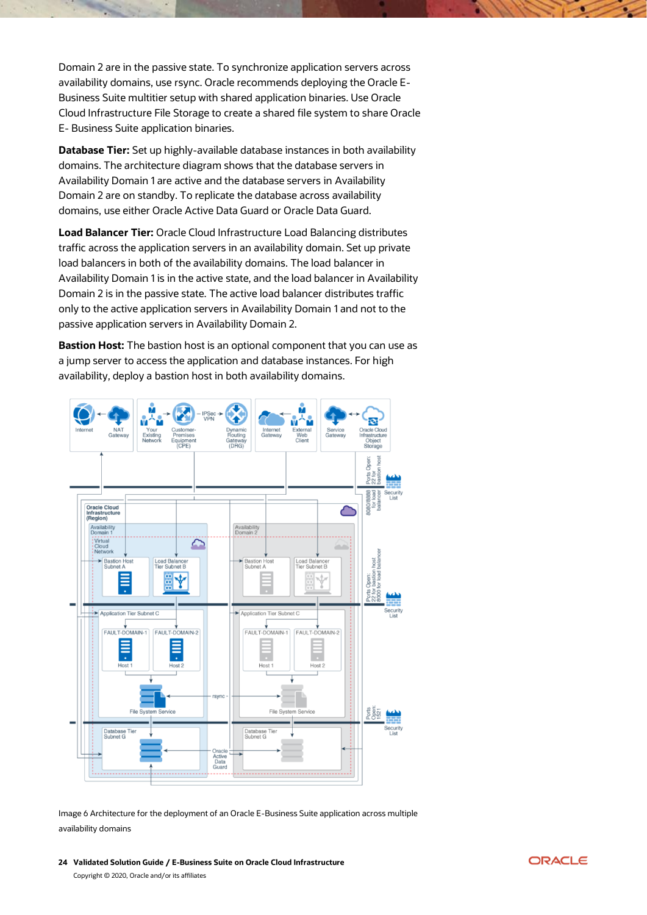Domain 2 are in the passive state. To synchronize application servers across availability domains, use rsync. Oracle recommends deploying the Oracle E-Business Suite multitier setup with shared application binaries. Use Oracle Cloud Infrastructure File Storage to create a shared file system to share Oracle E- Business Suite application binaries.

**Database Tier:** Set up highly-available database instances in both availability domains. The architecture diagram shows that the database servers in Availability Domain 1 are active and the database servers in Availability Domain 2 are on standby. To replicate the database across availability domains, use either Oracle Active Data Guard or Oracle Data Guard.

**Load Balancer Tier:** Oracle Cloud Infrastructure Load Balancing distributes traffic across the application servers in an availability domain. Set up private load balancers in both of the availability domains. The load balancer in Availability Domain 1 is in the active state, and the load balancer in Availability Domain 2 is in the passive state. The active load balancer distributes traffic only to the active application servers in Availability Domain 1 and not to the passive application servers in Availability Domain 2.

**Bastion Host:** The bastion host is an optional component that you can use as a jump server to access the application and database instances. For high availability, deploy a bastion host in both availability domains.

Image 6 Architecture for the deployment of an Oracle E-Business Suite application across multiple availability domains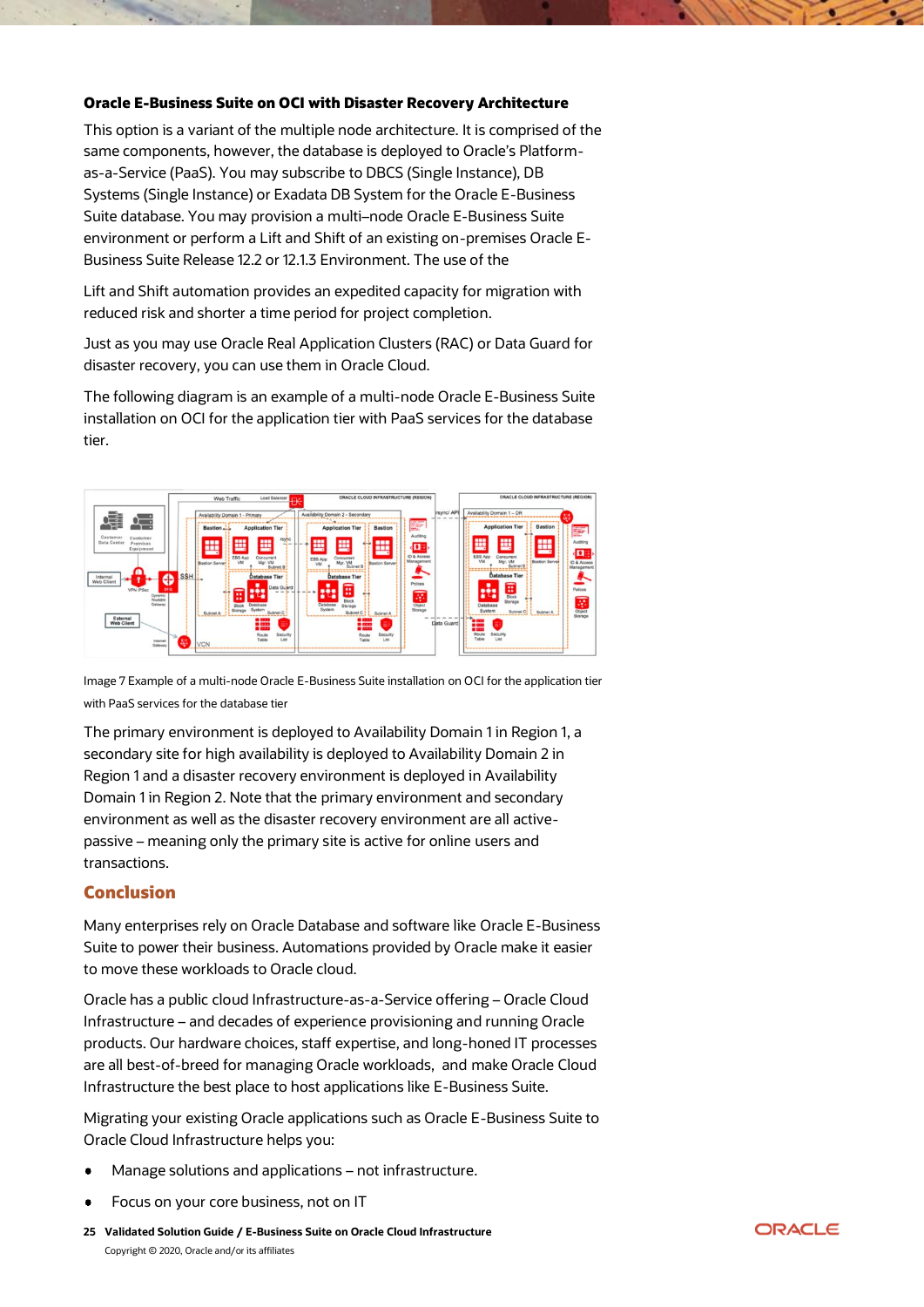### Oracle E-Business Suite on OCI with Disaster Recovery Architecture

This option is a variant of the multiple node architecture. It is comprised of the same components, however, the database is deployed to Oracle's Platform-as-a-Service (PaaS). You may subscribe to DBCS (Single Instance), DB Systems (Single Instance) or Exadata DB System for the Oracle E-Business Suite database. You may provision a multi–node Oracle E-Business Suite environment or perform a Lift and Shift of an existing on-premises Oracle E-Business Suite Release 12.2 or 12.1.3 Environment. The use of the

Lift and Shift automation provides an expedited capacity for migration with reduced risk and shorter a time period for project completion.

Just as you may use Oracle Real Application Clusters (RAC) or Data Guard for disaster recovery, you can use them in Oracle Cloud.

The following diagram is an example of a multi-node Oracle E-Business Suite installation on OCI for the application tier with PaaS services for the database tier.

Image 7 Example of a multi-node Oracle E-Business Suite installation on OCI for the application tier with PaaS services for the database tier

The primary environment is deployed to Availability Domain 1 in Region 1, a secondary site for high availability is deployed to Availability Domain 2 in Region 1 and a disaster recovery environment is deployed in Availability Domain 1 in Region 2. Note that the primary environment and secondary environment as well as the disaster recovery environment are all active-passive – meaning only the primary site is active for online users and transactions.

## Conclusion

Many enterprises rely on Oracle Database and software like Oracle E-Business Suite to power their business. Automations provided by Oracle make it easier to move these workloads to Oracle cloud.

Oracle has a public cloud Infrastructure-as-a-Service offering – Oracle Cloud Infrastructure – and decades of experience provisioning and running Oracle products. Our hardware choices, staff expertise, and long-honed IT processes are all best-of-breed for managing Oracle workloads, and make Oracle Cloud Infrastructure the best place to host applications like E-Business Suite.

Migrating your existing Oracle applications such as Oracle E-Business Suite to Oracle Cloud Infrastructure helps you:

- Manage solutions and applications – not infrastructure.
- Focus on your core business, not on IT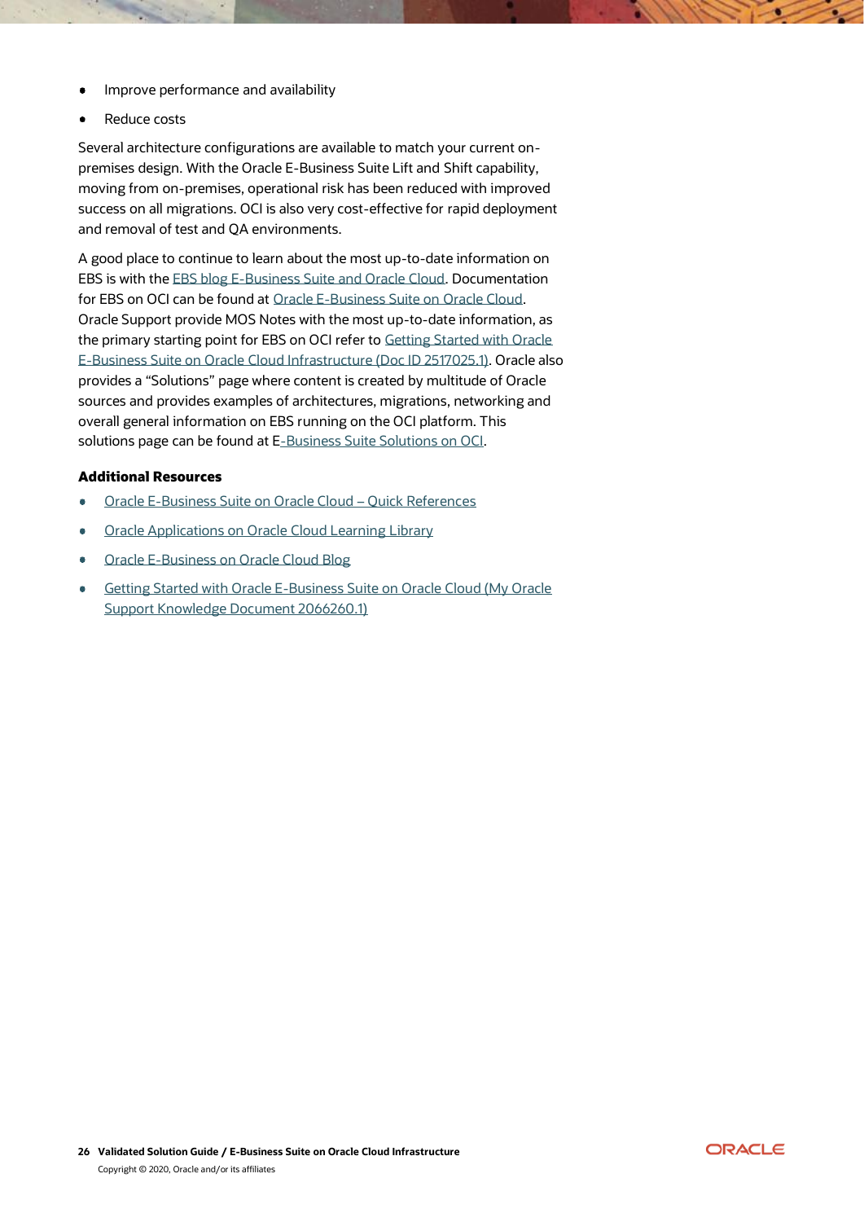- Improve performance and availability
- Reduce costs

Several architecture configurations are available to match your current on-premises design. With the Oracle E-Business Suite Lift and Shift capability, moving from on-premises, operational risk has been reduced with improved success on all migrations. OCI is also very cost-effective for rapid deployment and removal of test and QA environments.

A good place to continue to learn about the most up-to-date information on EBS is with the EBS blog E-Business Suite and Oracle Cloud. Documentation for EBS on OCI can be found at Oracle E-Business Suite on Oracle Cloud. Oracle Support provide MOS Notes with the most up-to-date information, as the primary starting point for EBS on OCI refer to Getting Started with Oracle E-Business Suite on Oracle Cloud Infrastructure (Doc ID 2517025.1). Oracle also provides a “Solutions” page where content is created by multitude of Oracle sources and provides examples of architectures, migrations, networking and overall general information on EBS running on the OCI platform. This solutions page can be found at E-Business Suite Solutions on OCI.

**Additional Resources**

- Oracle E-Business Suite on Oracle Cloud – Quick References
- Oracle Applications on Oracle Cloud Learning Library
- Oracle E-Business on Oracle Cloud Blog
- Getting Started with Oracle E-Business Suite on Oracle Cloud (My Oracle Support Knowledge Document 2066260.1)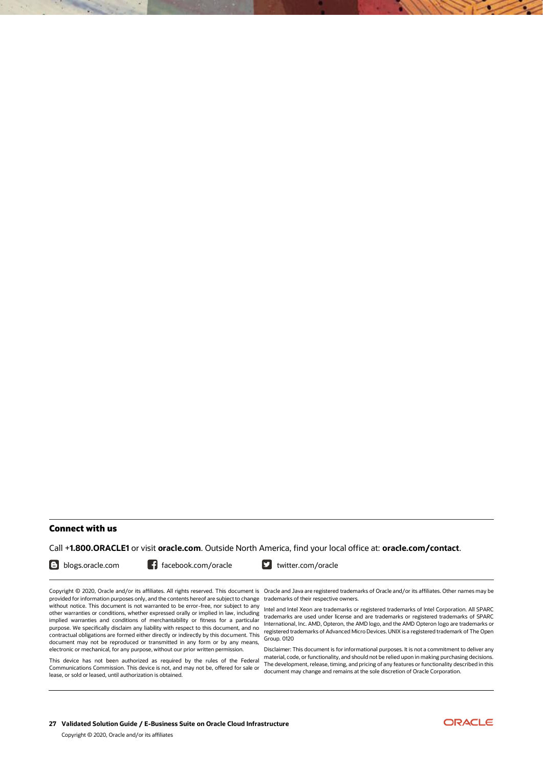## Connect with us

Call +**1.800.ORACLE1** or visit **oracle.com**. Outside North America, find your local office at: **oracle.com/contact**.

blogs.oracle.com facebook.com/oracle twitter.com/oracle

Copyright © 2020, Oracle and/or its affiliates. All rights reserved. This document is provided for information purposes only, and the contents hereof are subject to change without notice. This document is not warranted to be error-free, nor subject to any other warranties or conditions, whether expressed orally or implied in law, including implied warranties and conditions of merchantability or fitness for a particular purpose. We specifically disclaim any liability with respect to this document, and no contractual obligations are formed either directly or indirectly by this document. This document may not be reproduced or transmitted in any form or by any means, electronic or mechanical, for any purpose, without our prior written permission.

This device has not been authorized as required by the rules of the Federal Communications Commission. This device is not, and may not be, offered for sale or lease, or sold or leased, until authorization is obtained.

Oracle and Java are registered trademarks of Oracle and/or its affiliates. Other names may be trademarks of their respective owners.

Intel and Intel Xeon are trademarks or registered trademarks of Intel Corporation. All SPARC trademarks are used under license and are trademarks or registered trademarks of SPARC International, Inc. AMD, Opteron, the AMD logo, and the AMD Opteron logo are trademarks or registered trademarks of Advanced Micro Devices. UNIX is a registered trademark of The Open Group. 0120

Disclaimer: This document is for informational purposes. It is not a commitment to deliver any material, code, or functionality, and should not be relied upon in making purchasing decisions. The development, release, timing, and pricing of any features or functionality described in this document may change and remains at the sole discretion of Oracle Corporation.